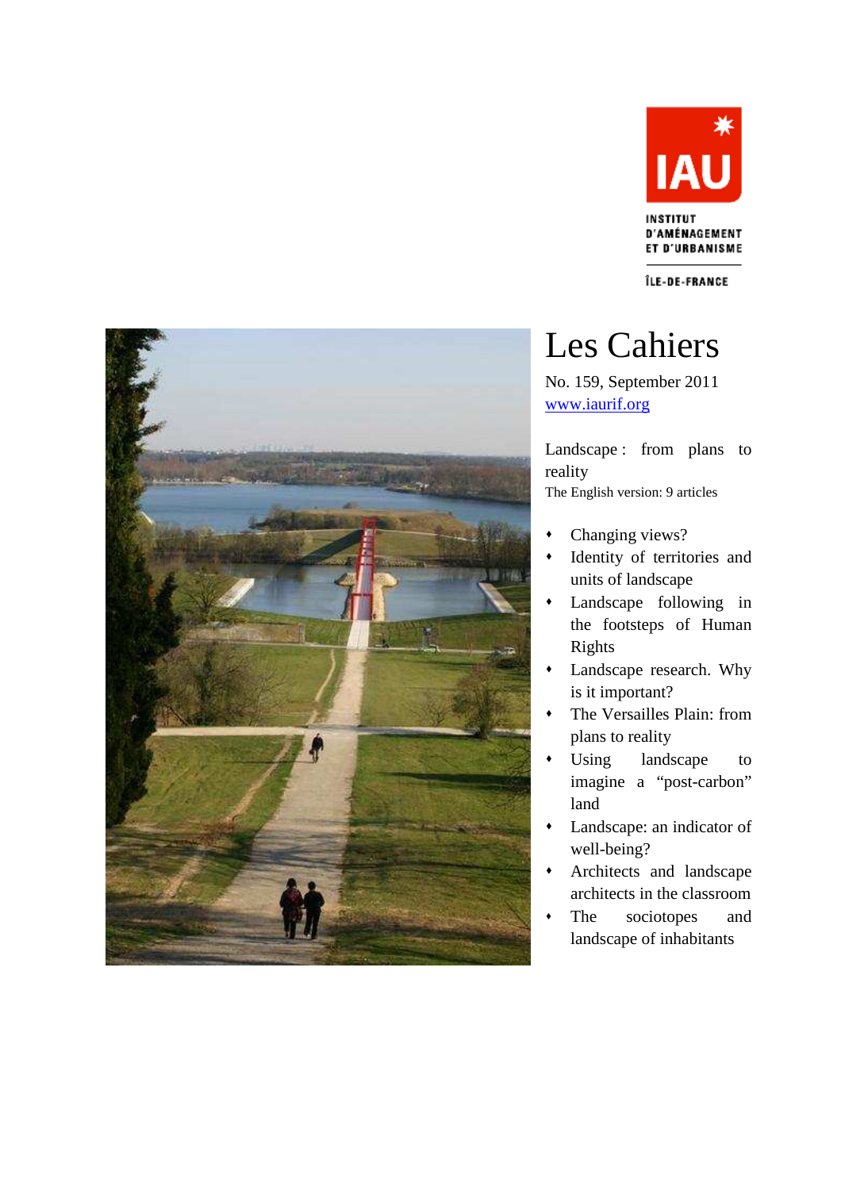IAU

INSTITUT D'AMÉNAGEMENT ET D'URBANISME

ÎLE-DE-FRANCE

# Les Cahiers

No. 159, September 2011

www.iaurif.org

Landscape : from plans to reality

The English version: 9 articles

- Changing views?
- Identity of territories and units of landscape
- Landscape following in the footsteps of Human Rights
- Landscape research. Why is it important?
- The Versailles Plain: from plans to reality
- Using landscape to imagine a "post-carbon" land
- Landscape: an indicator of well-being?
- Architects and landscape architects in the classroom
- The sociotopes and landscape of inhabitants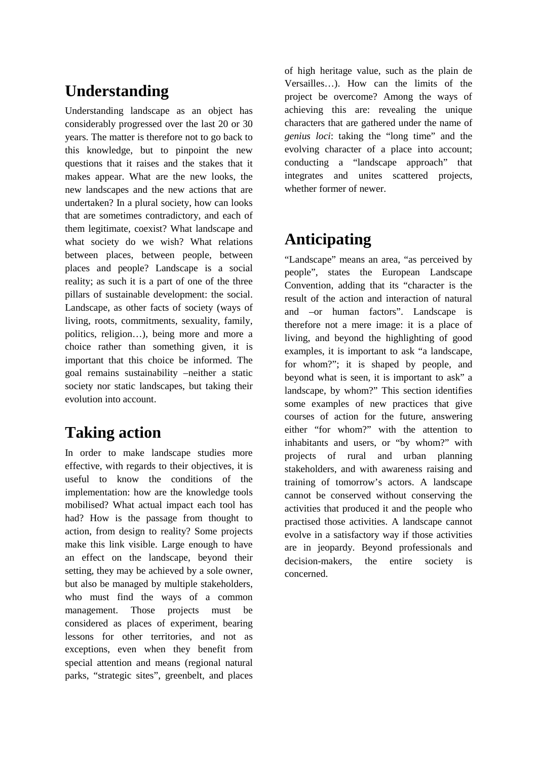## Understanding

Understanding landscape as an object has considerably progressed over the last 20 or 30 years. The matter is therefore not to go back to this knowledge, but to pinpoint the new questions that it raises and the stakes that it makes appear. What are the new looks, the new landscapes and the new actions that are undertaken? In a plural society, how can looks that are sometimes contradictory, and each of them legitimate, coexist? What landscape and what society do we wish? What relations between places, between people, between places and people? Landscape is a social reality; as such it is a part of one of the three pillars of sustainable development: the social. Landscape, as other facts of society (ways of living, roots, commitments, sexuality, family, politics, religion…), being more and more a choice rather than something given, it is important that this choice be informed. The goal remains sustainability –neither a static society nor static landscapes, but taking their evolution into account.

## Taking action

In order to make landscape studies more effective, with regards to their objectives, it is useful to know the conditions of the implementation: how are the knowledge tools mobilised? What actual impact each tool has had? How is the passage from thought to action, from design to reality? Some projects make this link visible. Large enough to have an effect on the landscape, beyond their setting, they may be achieved by a sole owner, but also be managed by multiple stakeholders, who must find the ways of a common management. Those projects must be considered as places of experiment, bearing lessons for other territories, and not as exceptions, even when they benefit from special attention and means (regional natural parks, "strategic sites", greenbelt, and places of high heritage value, such as the plain de Versailles…). How can the limits of the project be overcome? Among the ways of achieving this are: revealing the unique characters that are gathered under the name of *genius loci*: taking the "long time" and the evolving character of a place into account; conducting a "landscape approach" that integrates and unites scattered projects, whether former of newer.

## Anticipating

"Landscape" means an area, "as perceived by people", states the European Landscape Convention, adding that its "character is the result of the action and interaction of natural and –or human factors". Landscape is therefore not a mere image: it is a place of living, and beyond the highlighting of good examples, it is important to ask "a landscape, for whom?"; it is shaped by people, and beyond what is seen, it is important to ask" a landscape, by whom?" This section identifies some examples of new practices that give courses of action for the future, answering either "for whom?" with the attention to inhabitants and users, or "by whom?" with projects of rural and urban planning stakeholders, and with awareness raising and training of tomorrow's actors. A landscape cannot be conserved without conserving the activities that produced it and the people who practised those activities. A landscape cannot evolve in a satisfactory way if those activities are in jeopardy. Beyond professionals and decision-makers, the entire society is concerned.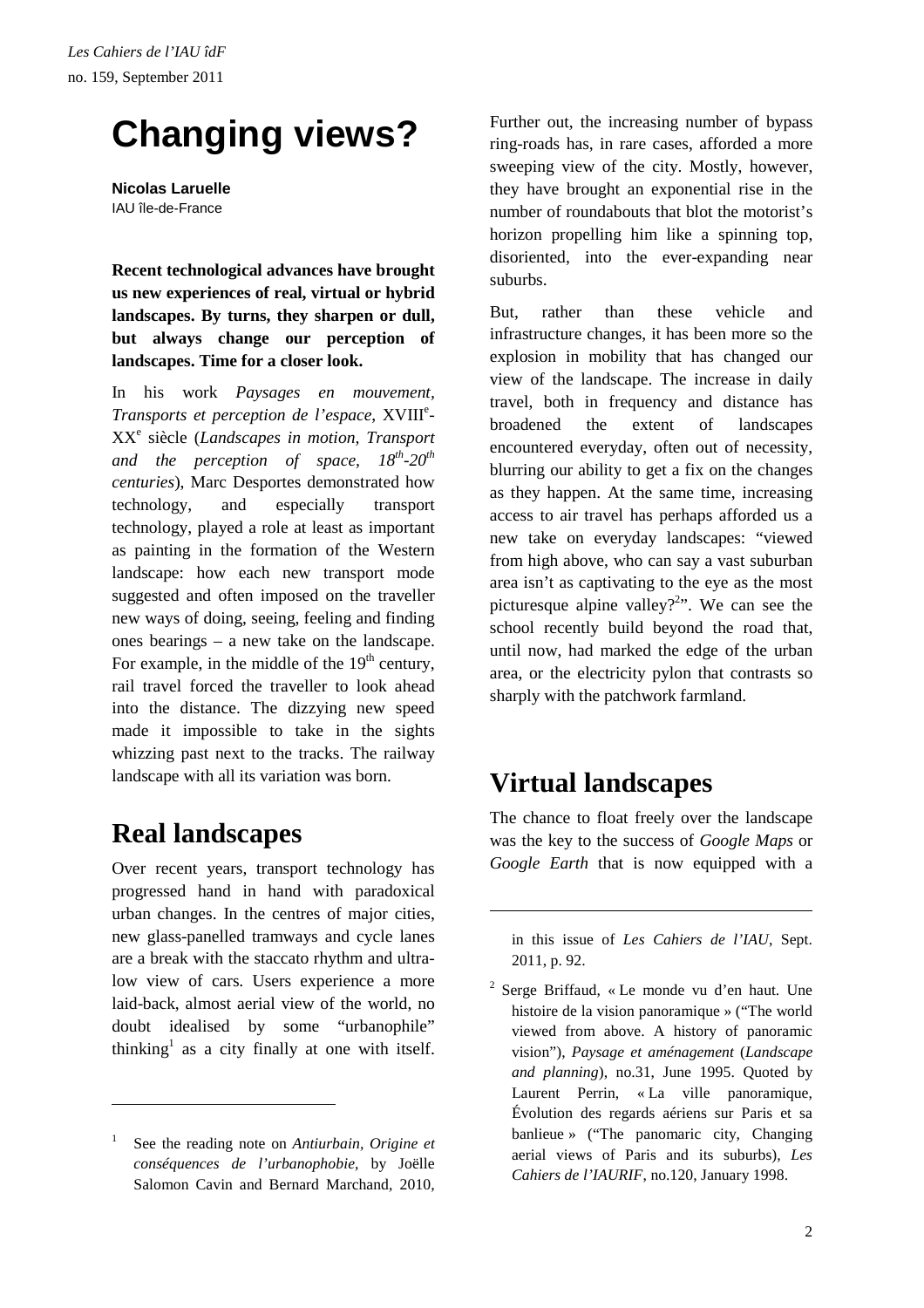# Changing views?

**Nicolas Laruelle**
IAU île-de-France

**Recent technological advances have brought us new experiences of real, virtual or hybrid landscapes. By turns, they sharpen or dull, but always change our perception of landscapes. Time for a closer look.**

In his work *Paysages en mouvement, Transports et perception de l'espace*, XVIII$^{e}$-XX$^{e}$ siècle (*Landscapes in motion, Transport and the perception of space, 18$^{th}$-20$^{th}$ centuries*), Marc Desportes demonstrated how technology, and especially transport technology, played a role at least as important as painting in the formation of the Western landscape: how each new transport mode suggested and often imposed on the traveller new ways of doing, seeing, feeling and finding ones bearings – a new take on the landscape. For example, in the middle of the 19$^{th}$ century, rail travel forced the traveller to look ahead into the distance. The dizzying new speed made it impossible to take in the sights whizzing past next to the tracks. The railway landscape with all its variation was born.

## Real landscapes

Over recent years, transport technology has progressed hand in hand with paradoxical urban changes. In the centres of major cities, new glass-panelled tramways and cycle lanes are a break with the staccato rhythm and ultra-low view of cars. Users experience a more laid-back, almost aerial view of the world, no doubt idealised by some "urbanophile" thinking[1] as a city finally at one with itself. Further out, the increasing number of bypass ring-roads has, in rare cases, afforded a more sweeping view of the city. Mostly, however, they have brought an exponential rise in the number of roundabouts that blot the motorist's horizon propelling him like a spinning top, disoriented, into the ever-expanding near suburbs.

But, rather than these vehicle and infrastructure changes, it has been more so the explosion in mobility that has changed our view of the landscape. The increase in daily travel, both in frequency and distance has broadened the extent of landscapes encountered everyday, often out of necessity, blurring our ability to get a fix on the changes as they happen. At the same time, increasing access to air travel has perhaps afforded us a new take on everyday landscapes: "viewed from high above, who can say a vast suburban area isn't as captivating to the eye as the most picturesque alpine valley?[2]". We can see the school recently build beyond the road that, until now, had marked the edge of the urban area, or the electricity pylon that contrasts so sharply with the patchwork farmland.

## Virtual landscapes

The chance to float freely over the landscape was the key to the success of *Google Maps* or *Google Earth* that is now equipped with a

---

[1] See the reading note on *Antiurbain, Origine et conséquences de l'urbanophobie*, by Joëlle Salomon Cavin and Bernard Marchand, 2010, in this issue of *Les Cahiers de l'IAU*, Sept. 2011, p. 92.

[2] Serge Briffaud, « Le monde vu d'en haut. Une histoire de la vision panoramique » ("The world viewed from above. A history of panoramic vision"), *Paysage et aménagement* (*Landscape and planning*), no.31, June 1995. Quoted by Laurent Perrin, « La ville panoramique, Évolution des regards aériens sur Paris et sa banlieue » ("The panomaric city, Changing aerial views of Paris and its suburbs), *Les Cahiers de l'IAURIF*, no.120, January 1998.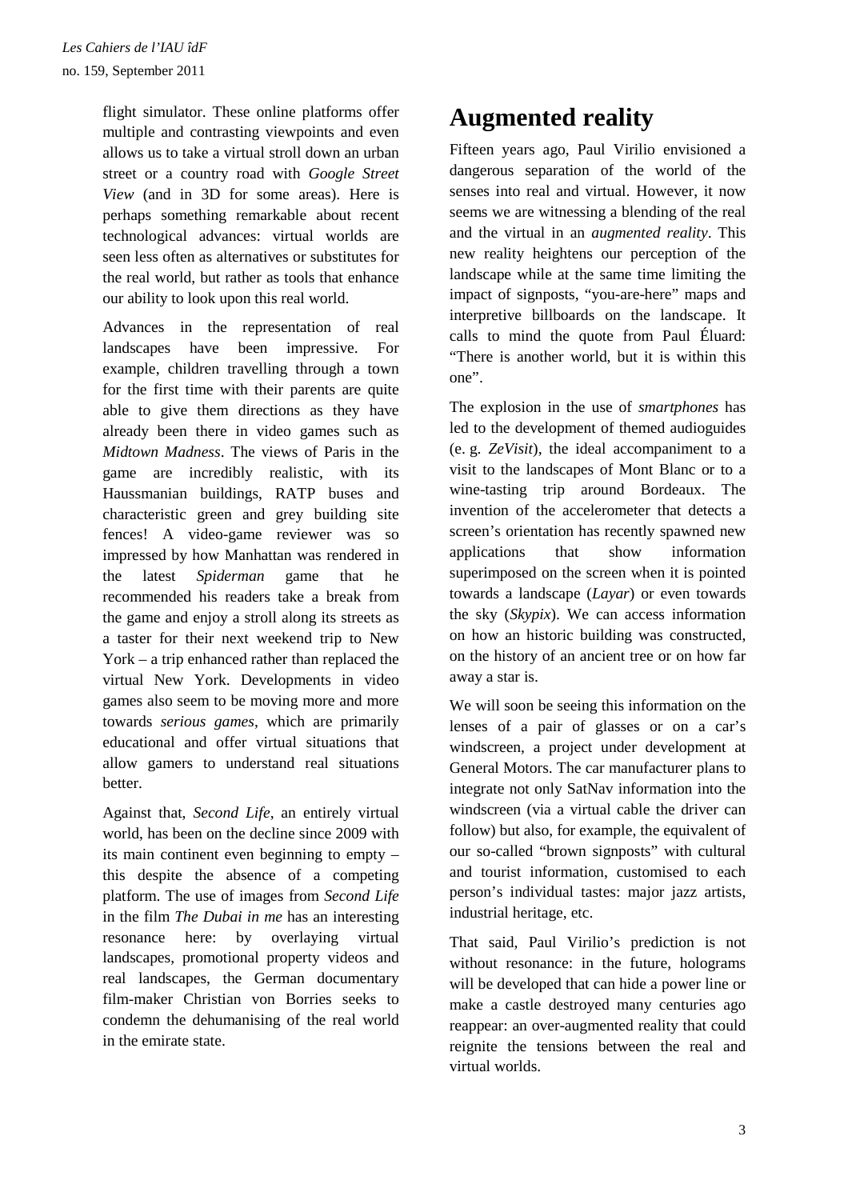flight simulator. These online platforms offer multiple and contrasting viewpoints and even allows us to take a virtual stroll down an urban street or a country road with *Google Street View* (and in 3D for some areas). Here is perhaps something remarkable about recent technological advances: virtual worlds are seen less often as alternatives or substitutes for the real world, but rather as tools that enhance our ability to look upon this real world.

Advances in the representation of real landscapes have been impressive. For example, children travelling through a town for the first time with their parents are quite able to give them directions as they have already been there in video games such as *Midtown Madness*. The views of Paris in the game are incredibly realistic, with its Haussmanian buildings, RATP buses and characteristic green and grey building site fences! A video-game reviewer was so impressed by how Manhattan was rendered in the latest *Spiderman* game that he recommended his readers take a break from the game and enjoy a stroll along its streets as a taster for their next weekend trip to New York – a trip enhanced rather than replaced the virtual New York. Developments in video games also seem to be moving more and more towards *serious games*, which are primarily educational and offer virtual situations that allow gamers to understand real situations better.

Against that, *Second Life*, an entirely virtual world, has been on the decline since 2009 with its main continent even beginning to empty – this despite the absence of a competing platform. The use of images from *Second Life* in the film *The Dubai in me* has an interesting resonance here: by overlaying virtual landscapes, promotional property videos and real landscapes, the German documentary film-maker Christian von Borries seeks to condemn the dehumanising of the real world in the emirate state.

# Augmented reality

Fifteen years ago, Paul Virilio envisioned a dangerous separation of the world of the senses into real and virtual. However, it now seems we are witnessing a blending of the real and the virtual in an *augmented reality*. This new reality heightens our perception of the landscape while at the same time limiting the impact of signposts, "you-are-here" maps and interpretive billboards on the landscape. It calls to mind the quote from Paul Éluard: "There is another world, but it is within this one".

The explosion in the use of *smartphones* has led to the development of themed audioguides (e. g. *ZeVisit*), the ideal accompaniment to a visit to the landscapes of Mont Blanc or to a wine-tasting trip around Bordeaux. The invention of the accelerometer that detects a screen's orientation has recently spawned new applications that show information superimposed on the screen when it is pointed towards a landscape (*Layar*) or even towards the sky (*Skypix*). We can access information on how an historic building was constructed, on the history of an ancient tree or on how far away a star is.

We will soon be seeing this information on the lenses of a pair of glasses or on a car's windscreen, a project under development at General Motors. The car manufacturer plans to integrate not only SatNav information into the windscreen (via a virtual cable the driver can follow) but also, for example, the equivalent of our so-called "brown signposts" with cultural and tourist information, customised to each person's individual tastes: major jazz artists, industrial heritage, etc.

That said, Paul Virilio's prediction is not without resonance: in the future, holograms will be developed that can hide a power line or make a castle destroyed many centuries ago reappear: an over-augmented reality that could reignite the tensions between the real and virtual worlds.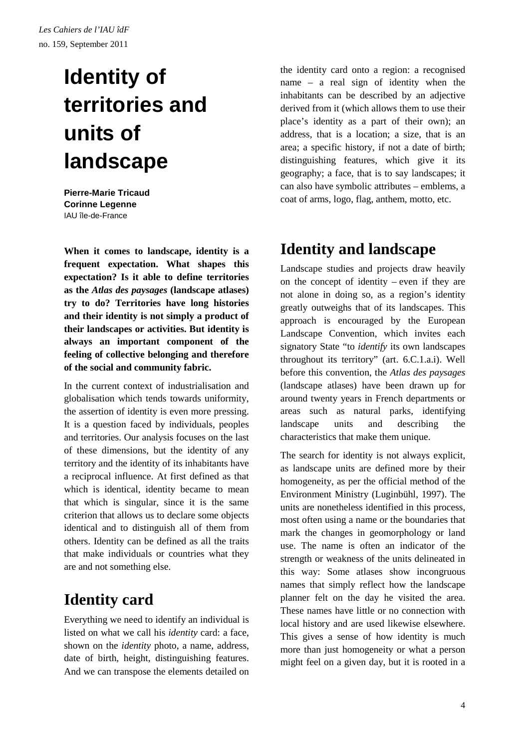*Les Cahiers de l'IAU îdF*
no. 159, September 2011

# Identity of territories and units of landscape

**Pierre-Marie Tricaud**
**Corinne Legenne**
IAU île-de-France

**When it comes to landscape, identity is a frequent expectation. What shapes this expectation? Is it able to define territories as the *Atlas des paysages* (landscape atlases) try to do? Territories have long histories and their identity is not simply a product of their landscapes or activities. But identity is always an important component of the feeling of collective belonging and therefore of the social and community fabric.**

In the current context of industrialisation and globalisation which tends towards uniformity, the assertion of identity is even more pressing. It is a question faced by individuals, peoples and territories. Our analysis focuses on the last of these dimensions, but the identity of any territory and the identity of its inhabitants have a reciprocal influence. At first defined as that which is identical, identity became to mean that which is singular, since it is the same criterion that allows us to declare some objects identical and to distinguish all of them from others. Identity can be defined as all the traits that make individuals or countries what they are and not something else.

## Identity card

Everything we need to identify an individual is listed on what we call his *identity* card: a face, shown on the *identity* photo, a name, address, date of birth, height, distinguishing features. And we can transpose the elements detailed on the identity card onto a region: a recognised name – a real sign of identity when the inhabitants can be described by an adjective derived from it (which allows them to use their place's identity as a part of their own); an address, that is a location; a size, that is an area; a specific history, if not a date of birth; distinguishing features, which give it its geography; a face, that is to say landscapes; it can also have symbolic attributes – emblems, a coat of arms, logo, flag, anthem, motto, etc.

## Identity and landscape

Landscape studies and projects draw heavily on the concept of identity – even if they are not alone in doing so, as a region's identity greatly outweighs that of its landscapes. This approach is encouraged by the European Landscape Convention, which invites each signatory State "to *identify* its own landscapes throughout its territory" (art. 6.C.1.a.i). Well before this convention, the *Atlas des paysages* (landscape atlases) have been drawn up for around twenty years in French departments or areas such as natural parks, identifying landscape units and describing the characteristics that make them unique.

The search for identity is not always explicit, as landscape units are defined more by their homogeneity, as per the official method of the Environment Ministry (Luginbühl, 1997). The units are nonetheless identified in this process, most often using a name or the boundaries that mark the changes in geomorphology or land use. The name is often an indicator of the strength or weakness of the units delineated in this way: Some atlases show incongruous names that simply reflect how the landscape planner felt on the day he visited the area. These names have little or no connection with local history and are used likewise elsewhere. This gives a sense of how identity is much more than just homogeneity or what a person might feel on a given day, but it is rooted in a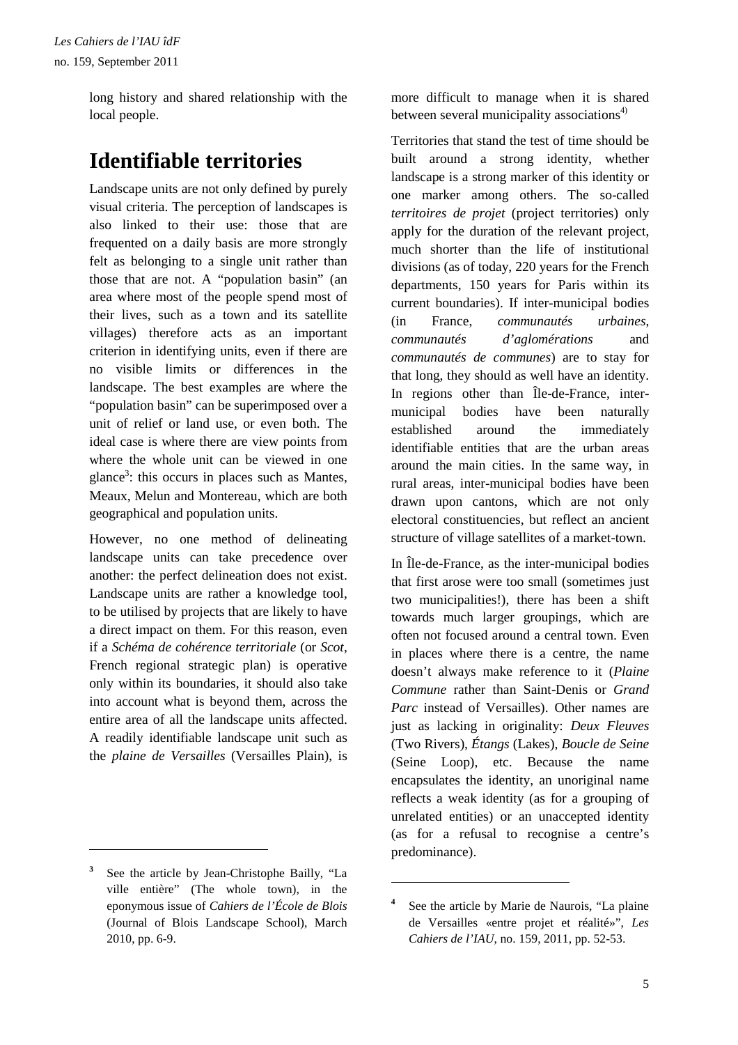long history and shared relationship with the local people.

## Identifiable territories

Landscape units are not only defined by purely visual criteria. The perception of landscapes is also linked to their use: those that are frequented on a daily basis are more strongly felt as belonging to a single unit rather than those that are not. A "population basin" (an area where most of the people spend most of their lives, such as a town and its satellite villages) therefore acts as an important criterion in identifying units, even if there are no visible limits or differences in the landscape. The best examples are where the "population basin" can be superimposed over a unit of relief or land use, or even both. The ideal case is where there are view points from where the whole unit can be viewed in one glance[3]: this occurs in places such as Mantes, Meaux, Melun and Montereau, which are both geographical and population units.

However, no one method of delineating landscape units can take precedence over another: the perfect delineation does not exist. Landscape units are rather a knowledge tool, to be utilised by projects that are likely to have a direct impact on them. For this reason, even if a *Schéma de cohérence territoriale* (or *Scot*, French regional strategic plan) is operative only within its boundaries, it should also take into account what is beyond them, across the entire area of all the landscape units affected. A readily identifiable landscape unit such as the *plaine de Versailles* (Versailles Plain), is more difficult to manage when it is shared between several municipality associations[4]

Territories that stand the test of time should be built around a strong identity, whether landscape is a strong marker of this identity or one marker among others. The so-called *territoires de projet* (project territories) only apply for the duration of the relevant project, much shorter than the life of institutional divisions (as of today, 220 years for the French departments, 150 years for Paris within its current boundaries). If inter-municipal bodies (in France, *communautés urbaines*, *communautés d'aglomérations* and *communautés de communes*) are to stay for that long, they should as well have an identity. In regions other than Île-de-France, inter-municipal bodies have been naturally established around the immediately identifiable entities that are the urban areas around the main cities. In the same way, in rural areas, inter-municipal bodies have been drawn upon cantons, which are not only electoral constituencies, but reflect an ancient structure of village satellites of a market-town.

In Île-de-France, as the inter-municipal bodies that first arose were too small (sometimes just two municipalities!), there has been a shift towards much larger groupings, which are often not focused around a central town. Even in places where there is a centre, the name doesn't always make reference to it (*Plaine Commune* rather than Saint-Denis or *Grand Parc* instead of Versailles). Other names are just as lacking in originality: *Deux Fleuves* (Two Rivers), *Étangs* (Lakes), *Boucle de Seine* (Seine Loop), etc. Because the name encapsulates the identity, an unoriginal name reflects a weak identity (as for a grouping of unrelated entities) or an unaccepted identity (as for a refusal to recognise a centre's predominance).

---

[3] See the article by Jean-Christophe Bailly, "La ville entière" (The whole town), in the eponymous issue of *Cahiers de l'École de Blois* (Journal of Blois Landscape School), March 2010, pp. 6-9.

[4] See the article by Marie de Naurois, "La plaine de Versailles «entre projet et réalité»", *Les Cahiers de l'IAU*, no. 159, 2011, pp. 52-53.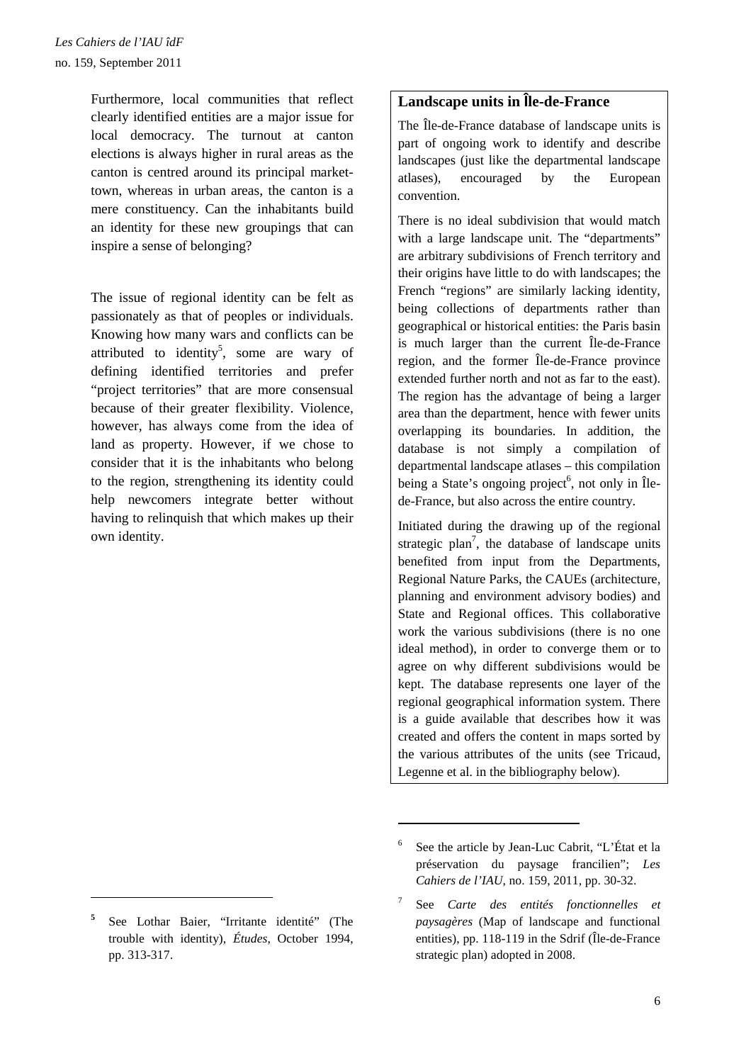Furthermore, local communities that reflect clearly identified entities are a major issue for local democracy. The turnout at canton elections is always higher in rural areas as the canton is centred around its principal market-town, whereas in urban areas, the canton is a mere constituency. Can the inhabitants build an identity for these new groupings that can inspire a sense of belonging?

The issue of regional identity can be felt as passionately as that of peoples or individuals. Knowing how many wars and conflicts can be attributed to identity[5], some are wary of defining identified territories and prefer "project territories" that are more consensual because of their greater flexibility. Violence, however, has always come from the idea of land as property. However, if we chose to consider that it is the inhabitants who belong to the region, strengthening its identity could help newcomers integrate better without having to relinquish that which makes up their own identity.

## Landscape units in Île-de-France

The Île-de-France database of landscape units is part of ongoing work to identify and describe landscapes (just like the departmental landscape atlases), encouraged by the European convention.

There is no ideal subdivision that would match with a large landscape unit. The "departments" are arbitrary subdivisions of French territory and their origins have little to do with landscapes; the French "regions" are similarly lacking identity, being collections of departments rather than geographical or historical entities: the Paris basin is much larger than the current Île-de-France region, and the former Île-de-France province extended further north and not as far to the east). The region has the advantage of being a larger area than the department, hence with fewer units overlapping its boundaries. In addition, the database is not simply a compilation of departmental landscape atlases – this compilation being a State's ongoing project[6], not only in Île-de-France, but also across the entire country.

Initiated during the drawing up of the regional strategic plan[7], the database of landscape units benefited from input from the Departments, Regional Nature Parks, the CAUEs (architecture, planning and environment advisory bodies) and State and Regional offices. This collaborative work the various subdivisions (there is no one ideal method), in order to converge them or to agree on why different subdivisions would be kept. The database represents one layer of the regional geographical information system. There is a guide available that describes how it was created and offers the content in maps sorted by the various attributes of the units (see Tricaud, Legenne et al. in the bibliography below).

---

[5] See Lothar Baier, "Irritante identité" (The trouble with identity), *Études*, October 1994, pp. 313-317.

[6] See the article by Jean-Luc Cabrit, "L'État et la préservation du paysage francilien"; *Les Cahiers de l'IAU*, no. 159, 2011, pp. 30-32.

[7] See *Carte des entités fonctionnelles et paysagères* (Map of landscape and functional entities), pp. 118-119 in the Sdrif (Île-de-France strategic plan) adopted in 2008.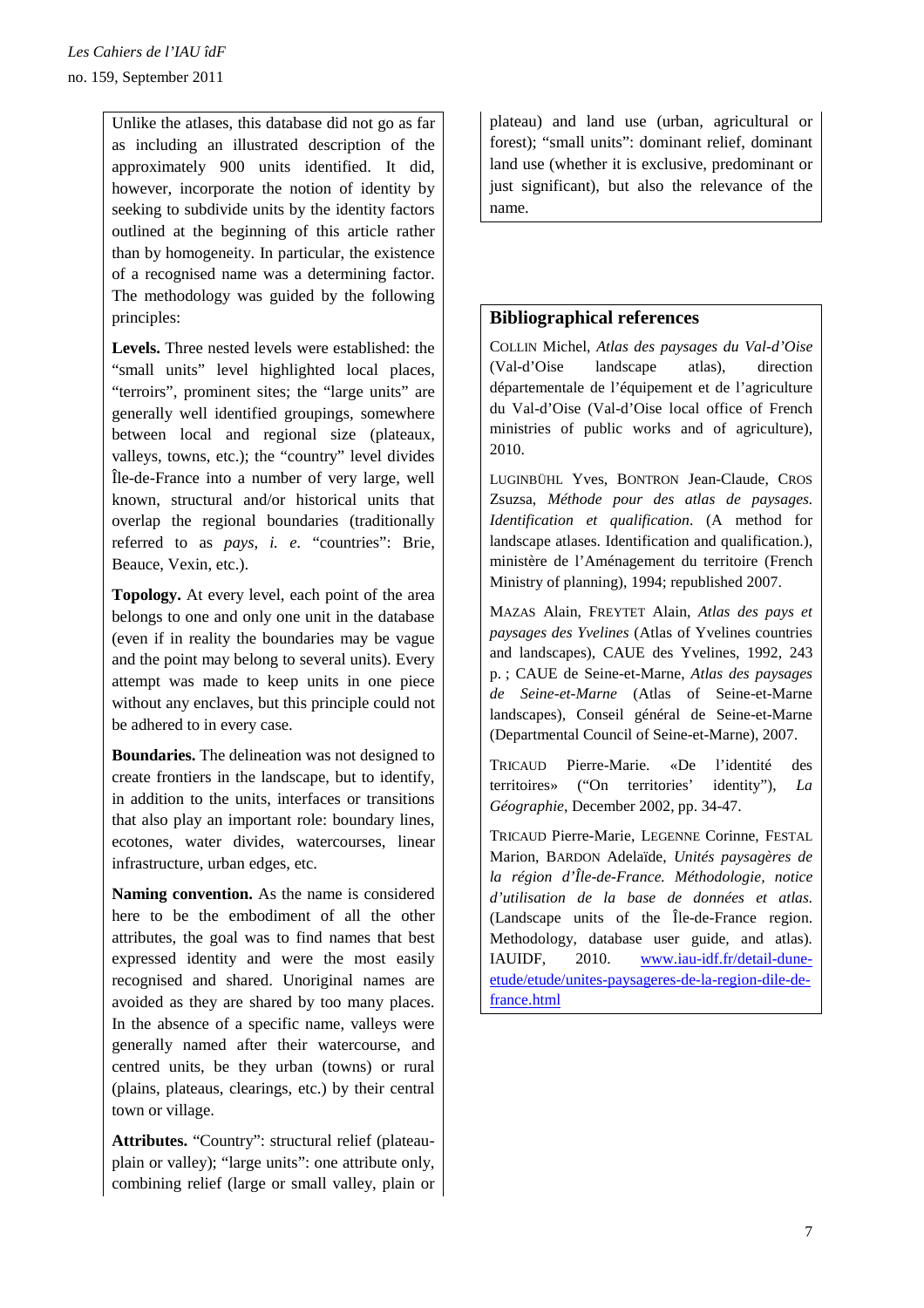Unlike the atlases, this database did not go as far as including an illustrated description of the approximately 900 units identified. It did, however, incorporate the notion of identity by seeking to subdivide units by the identity factors outlined at the beginning of this article rather than by homogeneity. In particular, the existence of a recognised name was a determining factor. The methodology was guided by the following principles:

**Levels.** Three nested levels were established: the "small units" level highlighted local places, "terroirs", prominent sites; the "large units" are generally well identified groupings, somewhere between local and regional size (plateaux, valleys, towns, etc.); the "country" level divides Île-de-France into a number of very large, well known, structural and/or historical units that overlap the regional boundaries (traditionally referred to as *pays*, *i. e.* "countries": Brie, Beauce, Vexin, etc.).

**Topology.** At every level, each point of the area belongs to one and only one unit in the database (even if in reality the boundaries may be vague and the point may belong to several units). Every attempt was made to keep units in one piece without any enclaves, but this principle could not be adhered to in every case.

**Boundaries.** The delineation was not designed to create frontiers in the landscape, but to identify, in addition to the units, interfaces or transitions that also play an important role: boundary lines, ecotones, water divides, watercourses, linear infrastructure, urban edges, etc.

**Naming convention.** As the name is considered here to be the embodiment of all the other attributes, the goal was to find names that best expressed identity and were the most easily recognised and shared. Unoriginal names are avoided as they are shared by too many places. In the absence of a specific name, valleys were generally named after their watercourse, and centred units, be they urban (towns) or rural (plains, plateaus, clearings, etc.) by their central town or village.

**Attributes.** "Country": structural relief (plateau-plain or valley); "large units": one attribute only, combining relief (large or small valley, plain or plateau) and land use (urban, agricultural or forest); "small units": dominant relief, dominant land use (whether it is exclusive, predominant or just significant), but also the relevance of the name.

## Bibliographical references

Collin Michel, *Atlas des paysages du Val-d'Oise* (Val-d'Oise landscape atlas), direction départementale de l'équipement et de l'agriculture du Val-d'Oise (Val-d'Oise local office of French ministries of public works and of agriculture), 2010.

Luginbühl Yves, Bontron Jean-Claude, Cros Zsuzsa, *Méthode pour des atlas de paysages. Identification et qualification*. (A method for landscape atlases. Identification and qualification.), ministère de l'Aménagement du territoire (French Ministry of planning), 1994; republished 2007.

Mazas Alain, Freytet Alain, *Atlas des pays et paysages des Yvelines* (Atlas of Yvelines countries and landscapes), CAUE des Yvelines, 1992, 243 p. ; CAUE de Seine-et-Marne, *Atlas des paysages de Seine-et-Marne* (Atlas of Seine-et-Marne landscapes), Conseil général de Seine-et-Marne (Departmental Council of Seine-et-Marne), 2007.

Tricaud Pierre-Marie. «De l'identité des territoires» ("On territories' identity"), *La Géographie*, December 2002, pp. 34-47.

Tricaud Pierre-Marie, Legenne Corinne, Festal Marion, Bardon Adelaïde, *Unités paysagères de la région d'Île-de-France. Méthodologie, notice d'utilisation de la base de données et atlas.* (Landscape units of the Île-de-France region. Methodology, database user guide, and atlas). IAUIDF, 2010. [www.iau-idf.fr/detail-dune-etude/etude/unites-paysageres-de-la-region-dile-de-france.html](www.iau-idf.fr/detail-dune-etude/etude/unites-paysageres-de-la-region-dile-de-france.html)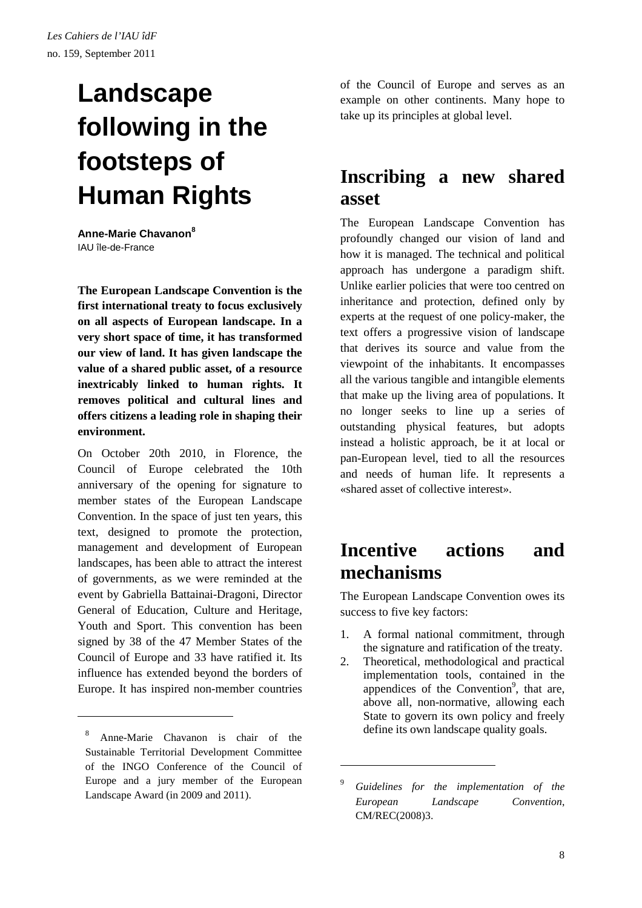# Landscape following in the footsteps of Human Rights

**Anne-Marie Chavanon**[8]
IAU île-de-France

**The European Landscape Convention is the first international treaty to focus exclusively on all aspects of European landscape. In a very short space of time, it has transformed our view of land. It has given landscape the value of a shared public asset, of a resource inextricably linked to human rights. It removes political and cultural lines and offers citizens a leading role in shaping their environment.**

On October 20th 2010, in Florence, the Council of Europe celebrated the 10th anniversary of the opening for signature to member states of the European Landscape Convention. In the space of just ten years, this text, designed to promote the protection, management and development of European landscapes, has been able to attract the interest of governments, as we were reminded at the event by Gabriella Battainai-Dragoni, Director General of Education, Culture and Heritage, Youth and Sport. This convention has been signed by 38 of the 47 Member States of the Council of Europe and 33 have ratified it. Its influence has extended beyond the borders of Europe. It has inspired non-member countries of the Council of Europe and serves as an example on other continents. Many hope to take up its principles at global level.

## Inscribing a new shared asset

The European Landscape Convention has profoundly changed our vision of land and how it is managed. The technical and political approach has undergone a paradigm shift. Unlike earlier policies that were too centred on inheritance and protection, defined only by experts at the request of one policy-maker, the text offers a progressive vision of landscape that derives its source and value from the viewpoint of the inhabitants. It encompasses all the various tangible and intangible elements that make up the living area of populations. It no longer seeks to line up a series of outstanding physical features, but adopts instead a holistic approach, be it at local or pan-European level, tied to all the resources and needs of human life. It represents a «shared asset of collective interest».

## Incentive actions and mechanisms

The European Landscape Convention owes its success to five key factors:

1. A formal national commitment, through the signature and ratification of the treaty.
2. Theoretical, methodological and practical implementation tools, contained in the appendices of the Convention[9], that are, above all, non-normative, allowing each State to govern its own policy and freely define its own landscape quality goals.

---

[8] Anne-Marie Chavanon is chair of the Sustainable Territorial Development Committee of the INGO Conference of the Council of Europe and a jury member of the European Landscape Award (in 2009 and 2011).

[9] *Guidelines for the implementation of the European Landscape Convention*, CM/REC(2008)3.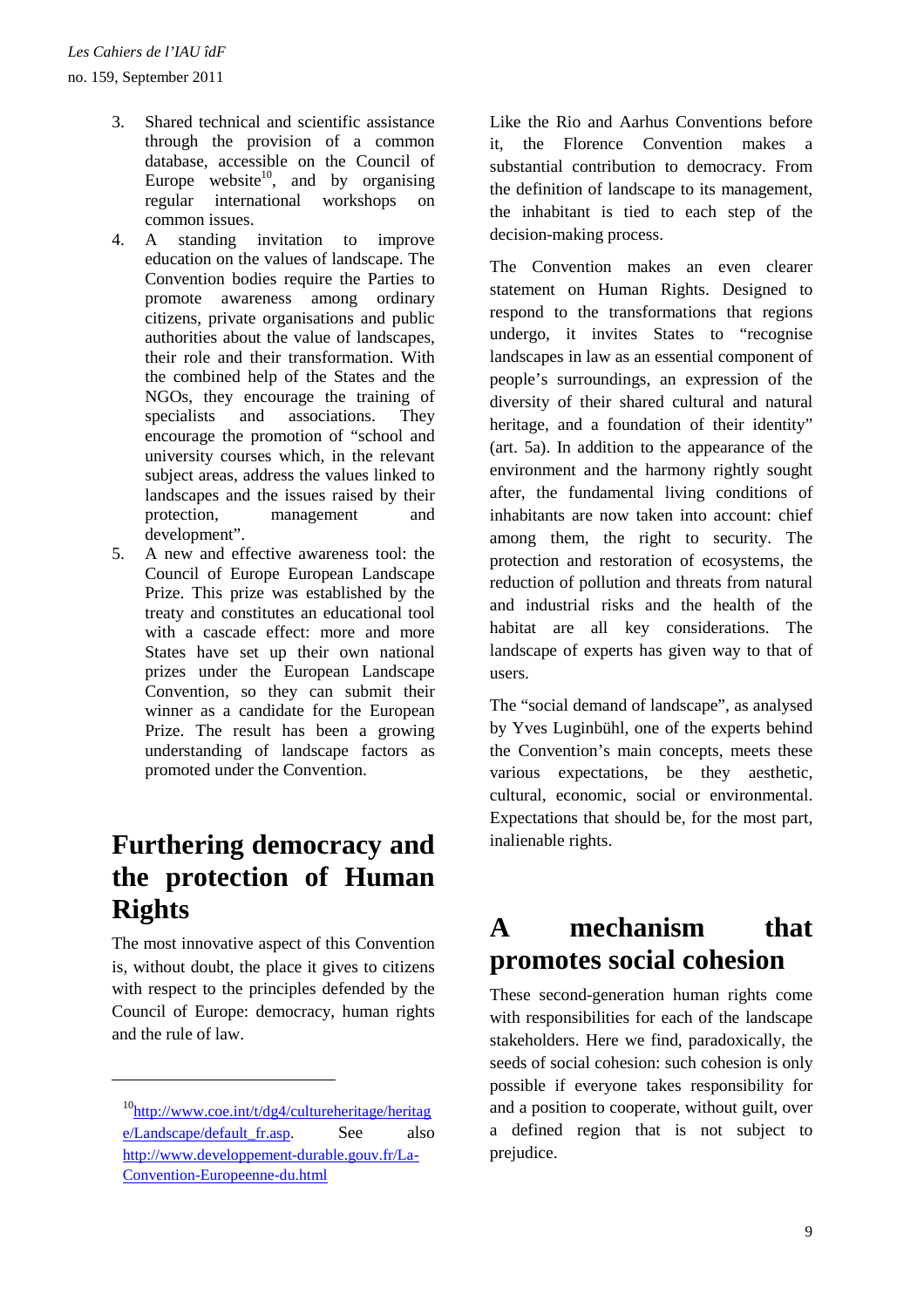3. Shared technical and scientific assistance through the provision of a common database, accessible on the Council of Europe website[10], and by organising regular international workshops on common issues.
4. A standing invitation to improve education on the values of landscape. The Convention bodies require the Parties to promote awareness among ordinary citizens, private organisations and public authorities about the value of landscapes, their role and their transformation. With the combined help of the States and the NGOs, they encourage the training of specialists and associations. They encourage the promotion of "school and university courses which, in the relevant subject areas, address the values linked to landscapes and the issues raised by their protection, management and development".
5. A new and effective awareness tool: the Council of Europe European Landscape Prize. This prize was established by the treaty and constitutes an educational tool with a cascade effect: more and more States have set up their own national prizes under the European Landscape Convention, so they can submit their winner as a candidate for the European Prize. The result has been a growing understanding of landscape factors as promoted under the Convention.

# Furthering democracy and the protection of Human Rights

The most innovative aspect of this Convention is, without doubt, the place it gives to citizens with respect to the principles defended by the Council of Europe: democracy, human rights and the rule of law.

Like the Rio and Aarhus Conventions before it, the Florence Convention makes a substantial contribution to democracy. From the definition of landscape to its management, the inhabitant is tied to each step of the decision-making process.

The Convention makes an even clearer statement on Human Rights. Designed to respond to the transformations that regions undergo, it invites States to "recognise landscapes in law as an essential component of people's surroundings, an expression of the diversity of their shared cultural and natural heritage, and a foundation of their identity" (art. 5a). In addition to the appearance of the environment and the harmony rightly sought after, the fundamental living conditions of inhabitants are now taken into account: chief among them, the right to security. The protection and restoration of ecosystems, the reduction of pollution and threats from natural and industrial risks and the health of the habitat are all key considerations. The landscape of experts has given way to that of users.

The "social demand of landscape", as analysed by Yves Luginbühl, one of the experts behind the Convention's main concepts, meets these various expectations, be they aesthetic, cultural, economic, social or environmental. Expectations that should be, for the most part, inalienable rights.

# A mechanism that promotes social cohesion

These second-generation human rights come with responsibilities for each of the landscape stakeholders. Here we find, paradoxically, the seeds of social cohesion: such cohesion is only possible if everyone takes responsibility for and a position to cooperate, without guilt, over a defined region that is not subject to prejudice.

---

[10] http://www.coe.int/t/dg4/cultureheritage/heritage/Landscape/default_fr.asp. See also http://www.developpement-durable.gouv.fr/La-Convention-Europeenne-du.html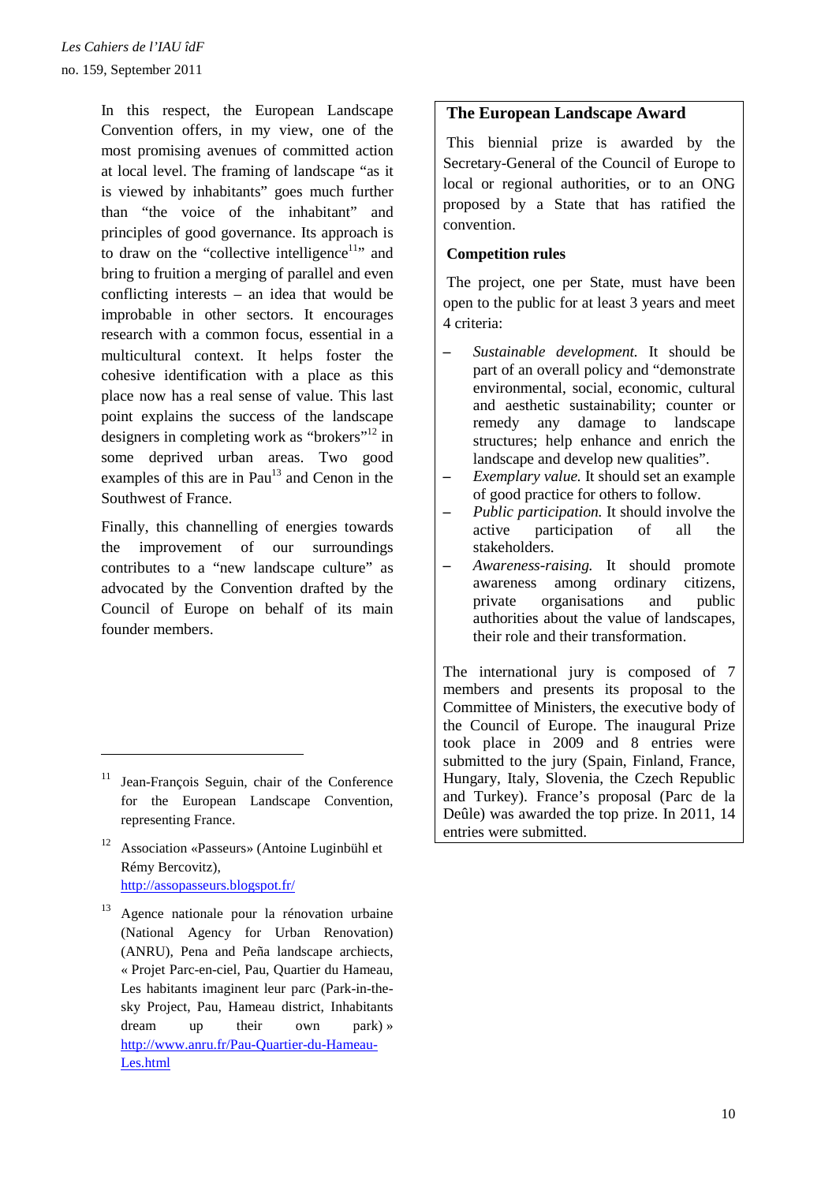In this respect, the European Landscape Convention offers, in my view, one of the most promising avenues of committed action at local level. The framing of landscape "as it is viewed by inhabitants" goes much further than "the voice of the inhabitant" and principles of good governance. Its approach is to draw on the "collective intelligence[11]" and bring to fruition a merging of parallel and even conflicting interests – an idea that would be improbable in other sectors. It encourages research with a common focus, essential in a multicultural context. It helps foster the cohesive identification with a place as this place now has a real sense of value. This last point explains the success of the landscape designers in completing work as "brokers"[12] in some deprived urban areas. Two good examples of this are in Pau[13] and Cenon in the Southwest of France.

Finally, this channelling of energies towards the improvement of our surroundings contributes to a "new landscape culture" as advocated by the Convention drafted by the Council of Europe on behalf of its main founder members.

## The European Landscape Award

This biennial prize is awarded by the Secretary-General of the Council of Europe to local or regional authorities, or to an ONG proposed by a State that has ratified the convention.

### Competition rules

The project, one per State, must have been open to the public for at least 3 years and meet 4 criteria:

– *Sustainable development.* It should be part of an overall policy and "demonstrate environmental, social, economic, cultural and aesthetic sustainability; counter or remedy any damage to landscape structures; help enhance and enrich the landscape and develop new qualities".
– *Exemplary value.* It should set an example of good practice for others to follow.
– *Public participation.* It should involve the active participation of all the stakeholders.
– *Awareness-raising.* It should promote awareness among ordinary citizens, private organisations and public authorities about the value of landscapes, their role and their transformation.

The international jury is composed of 7 members and presents its proposal to the Committee of Ministers, the executive body of the Council of Europe. The inaugural Prize took place in 2009 and 8 entries were submitted to the jury (Spain, Finland, France, Hungary, Italy, Slovenia, the Czech Republic and Turkey). France's proposal (Parc de la Deûle) was awarded the top prize. In 2011, 14 entries were submitted.

---

[11] Jean-François Seguin, chair of the Conference for the European Landscape Convention, representing France.

[12] Association «Passeurs» (Antoine Luginbühl et Rémy Bercovitz), http://assopasseurs.blogspot.fr/

[13] Agence nationale pour la rénovation urbaine (National Agency for Urban Renovation) (ANRU), Pena and Peña landscape archiects, « Projet Parc-en-ciel, Pau, Quartier du Hameau, Les habitants imaginent leur parc (Park-in-the-sky Project, Pau, Hameau district, Inhabitants dream up their own park) » http://www.anru.fr/Pau-Quartier-du-Hameau-Les.html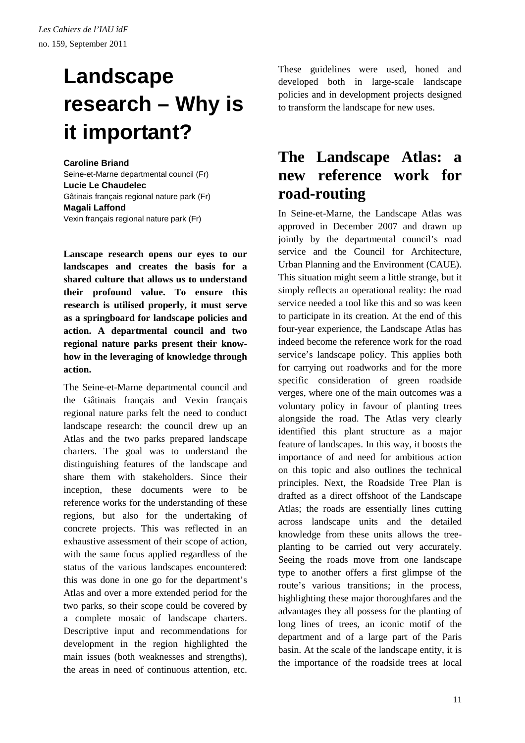# Landscape research – Why is it important?

**Caroline Briand**
Seine-et-Marne departmental council (Fr)
**Lucie Le Chaudelec**
Gâtinais français regional nature park (Fr)
**Magali Laffond**
Vexin français regional nature park (Fr)

**Lanscape research opens our eyes to our landscapes and creates the basis for a shared culture that allows us to understand their profound value. To ensure this research is utilised properly, it must serve as a springboard for landscape policies and action. A departmental council and two regional nature parks present their know-how in the leveraging of knowledge through action.**

The Seine-et-Marne departmental council and the Gâtinais français and Vexin français regional nature parks felt the need to conduct landscape research: the council drew up an Atlas and the two parks prepared landscape charters. The goal was to understand the distinguishing features of the landscape and share them with stakeholders. Since their inception, these documents were to be reference works for the understanding of these regions, but also for the undertaking of concrete projects. This was reflected in an exhaustive assessment of their scope of action, with the same focus applied regardless of the status of the various landscapes encountered: this was done in one go for the department's Atlas and over a more extended period for the two parks, so their scope could be covered by a complete mosaic of landscape charters. Descriptive input and recommendations for development in the region highlighted the main issues (both weaknesses and strengths), the areas in need of continuous attention, etc. These guidelines were used, honed and developed both in large-scale landscape policies and in development projects designed to transform the landscape for new uses.

## The Landscape Atlas: a new reference work for road-routing

In Seine-et-Marne, the Landscape Atlas was approved in December 2007 and drawn up jointly by the departmental council's road service and the Council for Architecture, Urban Planning and the Environment (CAUE). This situation might seem a little strange, but it simply reflects an operational reality: the road service needed a tool like this and so was keen to participate in its creation. At the end of this four-year experience, the Landscape Atlas has indeed become the reference work for the road service's landscape policy. This applies both for carrying out roadworks and for the more specific consideration of green roadside verges, where one of the main outcomes was a voluntary policy in favour of planting trees alongside the road. The Atlas very clearly identified this plant structure as a major feature of landscapes. In this way, it boosts the importance of and need for ambitious action on this topic and also outlines the technical principles. Next, the Roadside Tree Plan is drafted as a direct offshoot of the Landscape Atlas; the roads are essentially lines cutting across landscape units and the detailed knowledge from these units allows the tree-planting to be carried out very accurately. Seeing the roads move from one landscape type to another offers a first glimpse of the route's various transitions; in the process, highlighting these major thoroughfares and the advantages they all possess for the planting of long lines of trees, an iconic motif of the department and of a large part of the Paris basin. At the scale of the landscape entity, it is the importance of the roadside trees at local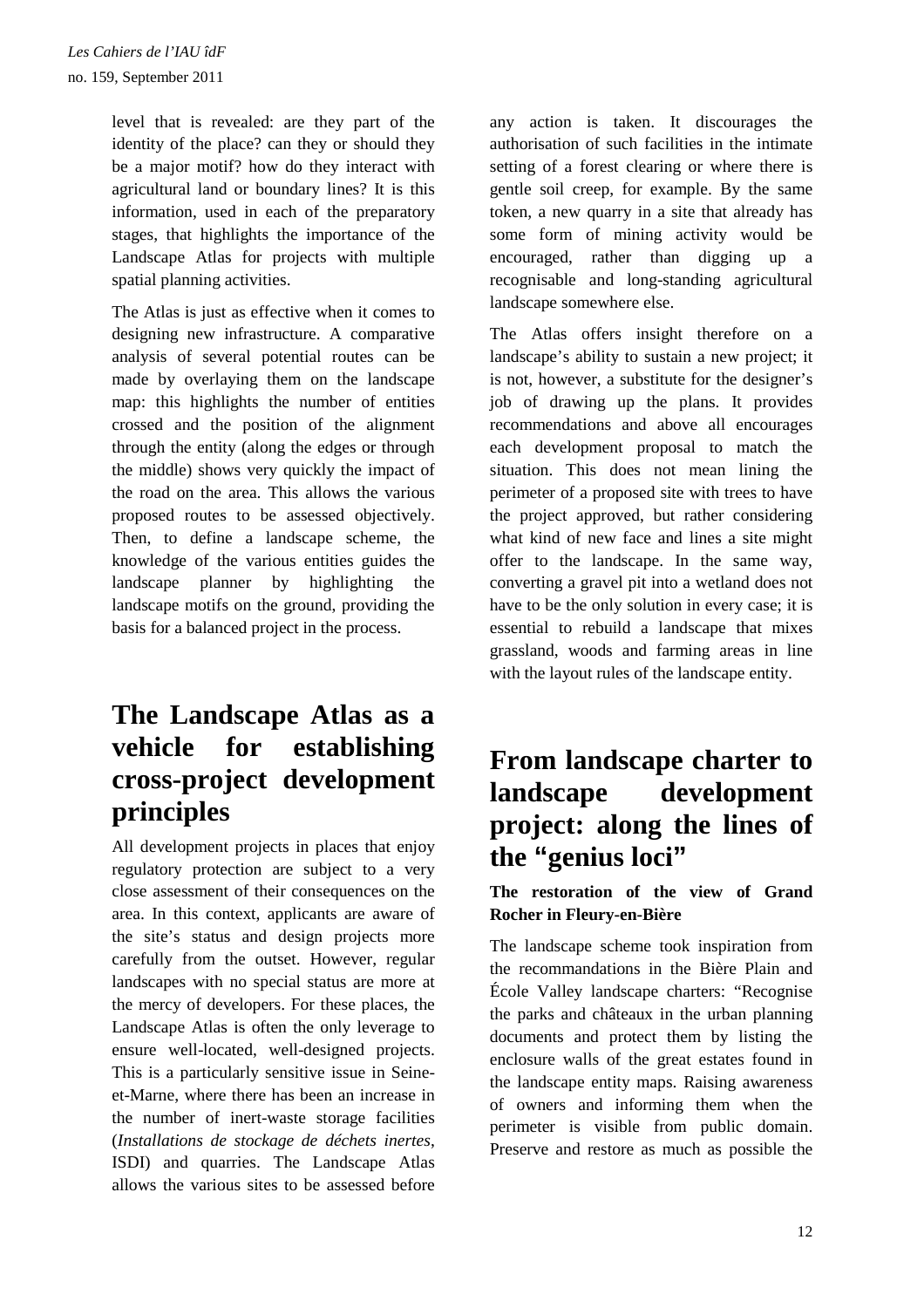level that is revealed: are they part of the identity of the place? can they or should they be a major motif? how do they interact with agricultural land or boundary lines? It is this information, used in each of the preparatory stages, that highlights the importance of the Landscape Atlas for projects with multiple spatial planning activities.

The Atlas is just as effective when it comes to designing new infrastructure. A comparative analysis of several potential routes can be made by overlaying them on the landscape map: this highlights the number of entities crossed and the position of the alignment through the entity (along the edges or through the middle) shows very quickly the impact of the road on the area. This allows the various proposed routes to be assessed objectively. Then, to define a landscape scheme, the knowledge of the various entities guides the landscape planner by highlighting the landscape motifs on the ground, providing the basis for a balanced project in the process.

## The Landscape Atlas as a vehicle for establishing cross-project development principles

All development projects in places that enjoy regulatory protection are subject to a very close assessment of their consequences on the area. In this context, applicants are aware of the site's status and design projects more carefully from the outset. However, regular landscapes with no special status are more at the mercy of developers. For these places, the Landscape Atlas is often the only leverage to ensure well-located, well-designed projects. This is a particularly sensitive issue in Seine-et-Marne, where there has been an increase in the number of inert-waste storage facilities (*Installations de stockage de déchets inertes*, ISDI) and quarries. The Landscape Atlas allows the various sites to be assessed before any action is taken. It discourages the authorisation of such facilities in the intimate setting of a forest clearing or where there is gentle soil creep, for example. By the same token, a new quarry in a site that already has some form of mining activity would be encouraged, rather than digging up a recognisable and long-standing agricultural landscape somewhere else.

The Atlas offers insight therefore on a landscape's ability to sustain a new project; it is not, however, a substitute for the designer's job of drawing up the plans. It provides recommendations and above all encourages each development proposal to match the situation. This does not mean lining the perimeter of a proposed site with trees to have the project approved, but rather considering what kind of new face and lines a site might offer to the landscape. In the same way, converting a gravel pit into a wetland does not have to be the only solution in every case; it is essential to rebuild a landscape that mixes grassland, woods and farming areas in line with the layout rules of the landscape entity.

## From landscape charter to landscape development project: along the lines of the "genius loci"

### The restoration of the view of Grand Rocher in Fleury-en-Bière

The landscape scheme took inspiration from the recommandations in the Bière Plain and École Valley landscape charters: "Recognise the parks and châteaux in the urban planning documents and protect them by listing the enclosure walls of the great estates found in the landscape entity maps. Raising awareness of owners and informing them when the perimeter is visible from public domain. Preserve and restore as much as possible the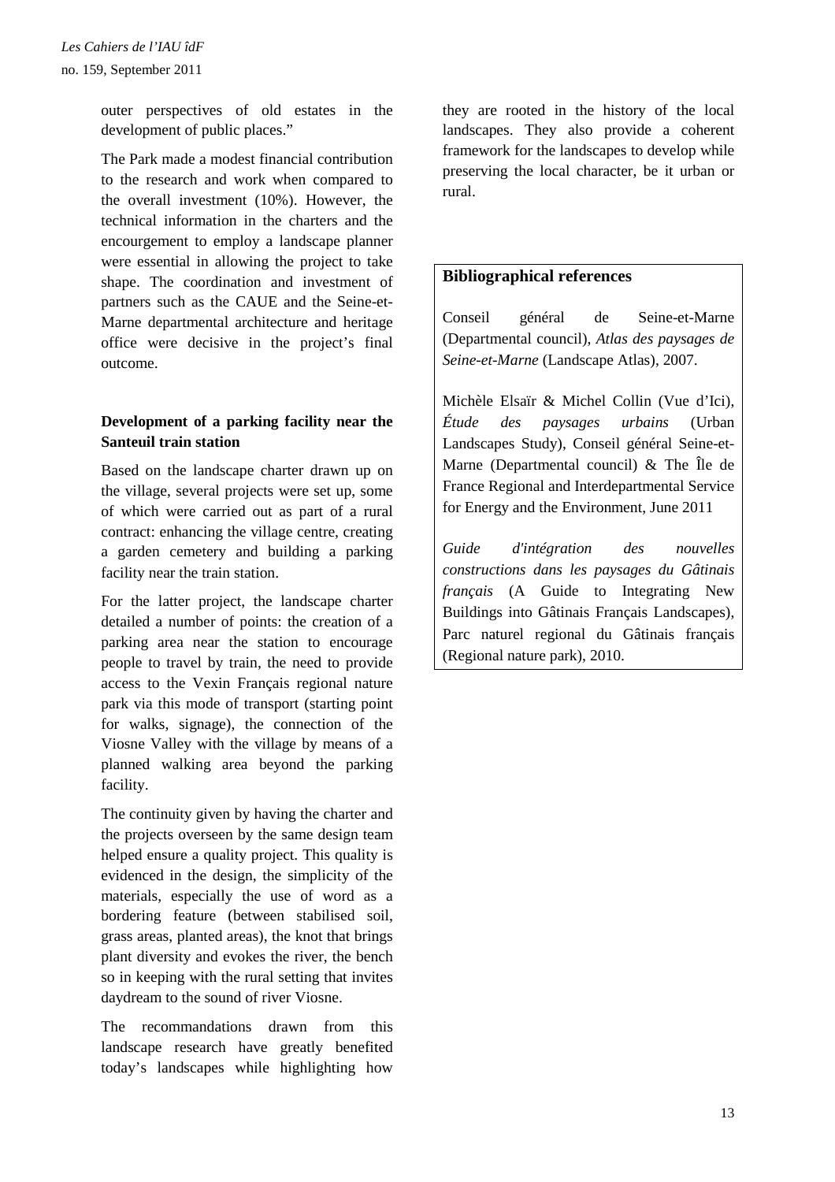outer perspectives of old estates in the development of public places."

The Park made a modest financial contribution to the research and work when compared to the overall investment (10%). However, the technical information in the charters and the encourgement to employ a landscape planner were essential in allowing the project to take shape. The coordination and investment of partners such as the CAUE and the Seine-et-Marne departmental architecture and heritage office were decisive in the project's final outcome.

**Development of a parking facility near the Santeuil train station**

Based on the landscape charter drawn up on the village, several projects were set up, some of which were carried out as part of a rural contract: enhancing the village centre, creating a garden cemetery and building a parking facility near the train station.

For the latter project, the landscape charter detailed a number of points: the creation of a parking area near the station to encourage people to travel by train, the need to provide access to the Vexin Français regional nature park via this mode of transport (starting point for walks, signage), the connection of the Viosne Valley with the village by means of a planned walking area beyond the parking facility.

The continuity given by having the charter and the projects overseen by the same design team helped ensure a quality project. This quality is evidenced in the design, the simplicity of the materials, especially the use of word as a bordering feature (between stabilised soil, grass areas, planted areas), the knot that brings plant diversity and evokes the river, the bench so in keeping with the rural setting that invites daydream to the sound of river Viosne.

The recommandations drawn from this landscape research have greatly benefited today's landscapes while highlighting how they are rooted in the history of the local landscapes. They also provide a coherent framework for the landscapes to develop while preserving the local character, be it urban or rural.

**Bibliographical references**

Conseil général de Seine-et-Marne (Departmental council), *Atlas des paysages de Seine-et-Marne* (Landscape Atlas), 2007.

Michèle Elsaïr & Michel Collin (Vue d'Ici), *Étude des paysages urbains* (Urban Landscapes Study), Conseil général Seine-et-Marne (Departmental council) & The Île de France Regional and Interdepartmental Service for Energy and the Environment, June 2011

*Guide d'intégration des nouvelles constructions dans les paysages du Gâtinais français* (A Guide to Integrating New Buildings into Gâtinais Français Landscapes), Parc naturel regional du Gâtinais français (Regional nature park), 2010.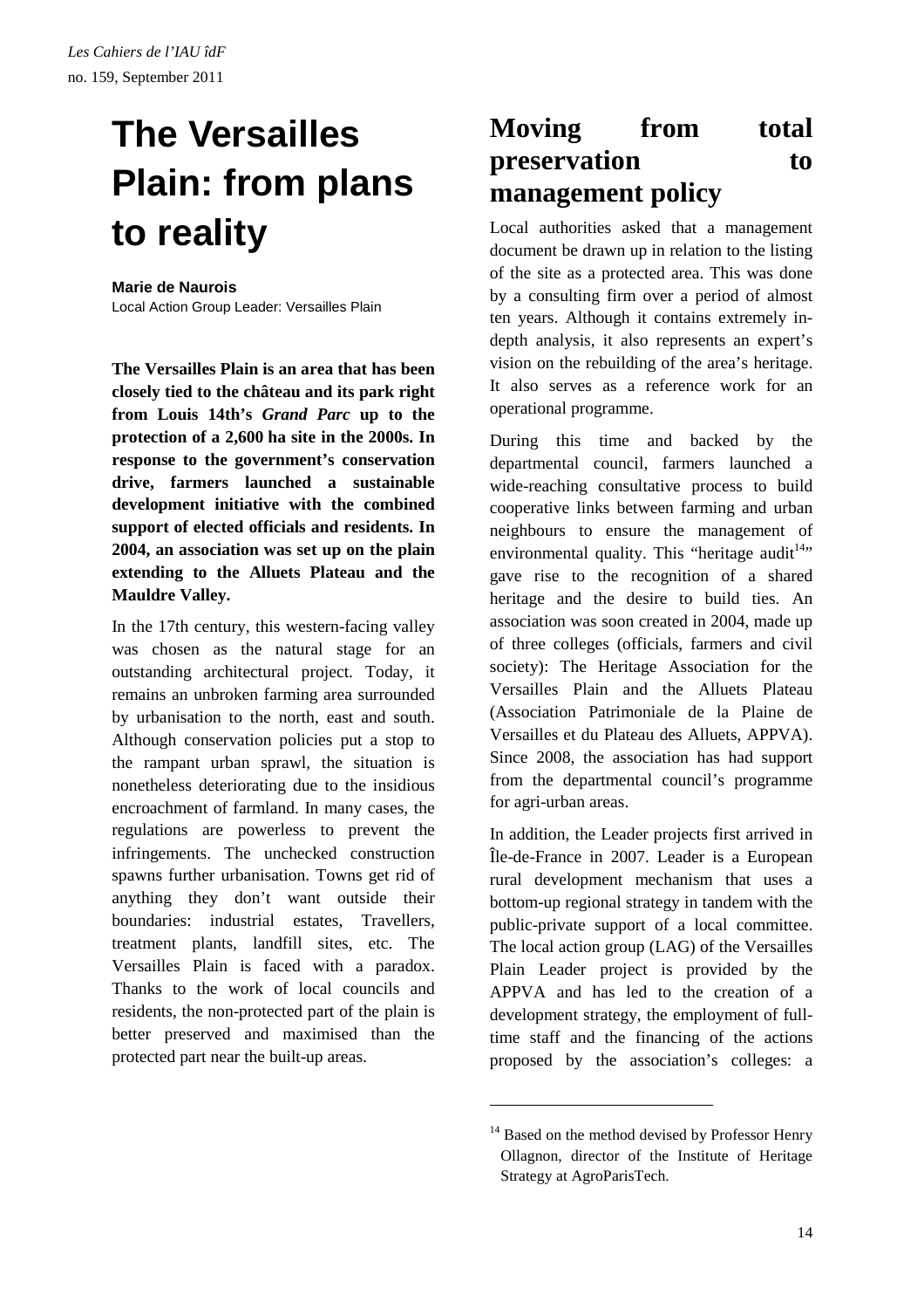# The Versailles Plain: from plans to reality

**Marie de Naurois**
Local Action Group Leader: Versailles Plain

**The Versailles Plain is an area that has been closely tied to the château and its park right from Louis 14th's *Grand Parc* up to the protection of a 2,600 ha site in the 2000s. In response to the government's conservation drive, farmers launched a sustainable development initiative with the combined support of elected officials and residents. In 2004, an association was set up on the plain extending to the Alluets Plateau and the Mauldre Valley.**

In the 17th century, this western-facing valley was chosen as the natural stage for an outstanding architectural project. Today, it remains an unbroken farming area surrounded by urbanisation to the north, east and south. Although conservation policies put a stop to the rampant urban sprawl, the situation is nonetheless deteriorating due to the insidious encroachment of farmland. In many cases, the regulations are powerless to prevent the infringements. The unchecked construction spawns further urbanisation. Towns get rid of anything they don't want outside their boundaries: industrial estates, Travellers, treatment plants, landfill sites, etc. The Versailles Plain is faced with a paradox. Thanks to the work of local councils and residents, the non-protected part of the plain is better preserved and maximised than the protected part near the built-up areas.

## Moving from total preservation to management policy

Local authorities asked that a management document be drawn up in relation to the listing of the site as a protected area. This was done by a consulting firm over a period of almost ten years. Although it contains extremely in-depth analysis, it also represents an expert's vision on the rebuilding of the area's heritage. It also serves as a reference work for an operational programme.

During this time and backed by the departmental council, farmers launched a wide-reaching consultative process to build cooperative links between farming and urban neighbours to ensure the management of environmental quality. This "heritage audit[14]" gave rise to the recognition of a shared heritage and the desire to build ties. An association was soon created in 2004, made up of three colleges (officials, farmers and civil society): The Heritage Association for the Versailles Plain and the Alluets Plateau (Association Patrimoniale de la Plaine de Versailles et du Plateau des Alluets, APPVA). Since 2008, the association has had support from the departmental council's programme for agri-urban areas.

In addition, the Leader projects first arrived in Île-de-France in 2007. Leader is a European rural development mechanism that uses a bottom-up regional strategy in tandem with the public-private support of a local committee. The local action group (LAG) of the Versailles Plain Leader project is provided by the APPVA and has led to the creation of a development strategy, the employment of full-time staff and the financing of the actions proposed by the association's colleges: a

---

[14] Based on the method devised by Professor Henry Ollagnon, director of the Institute of Heritage Strategy at AgroParisTech.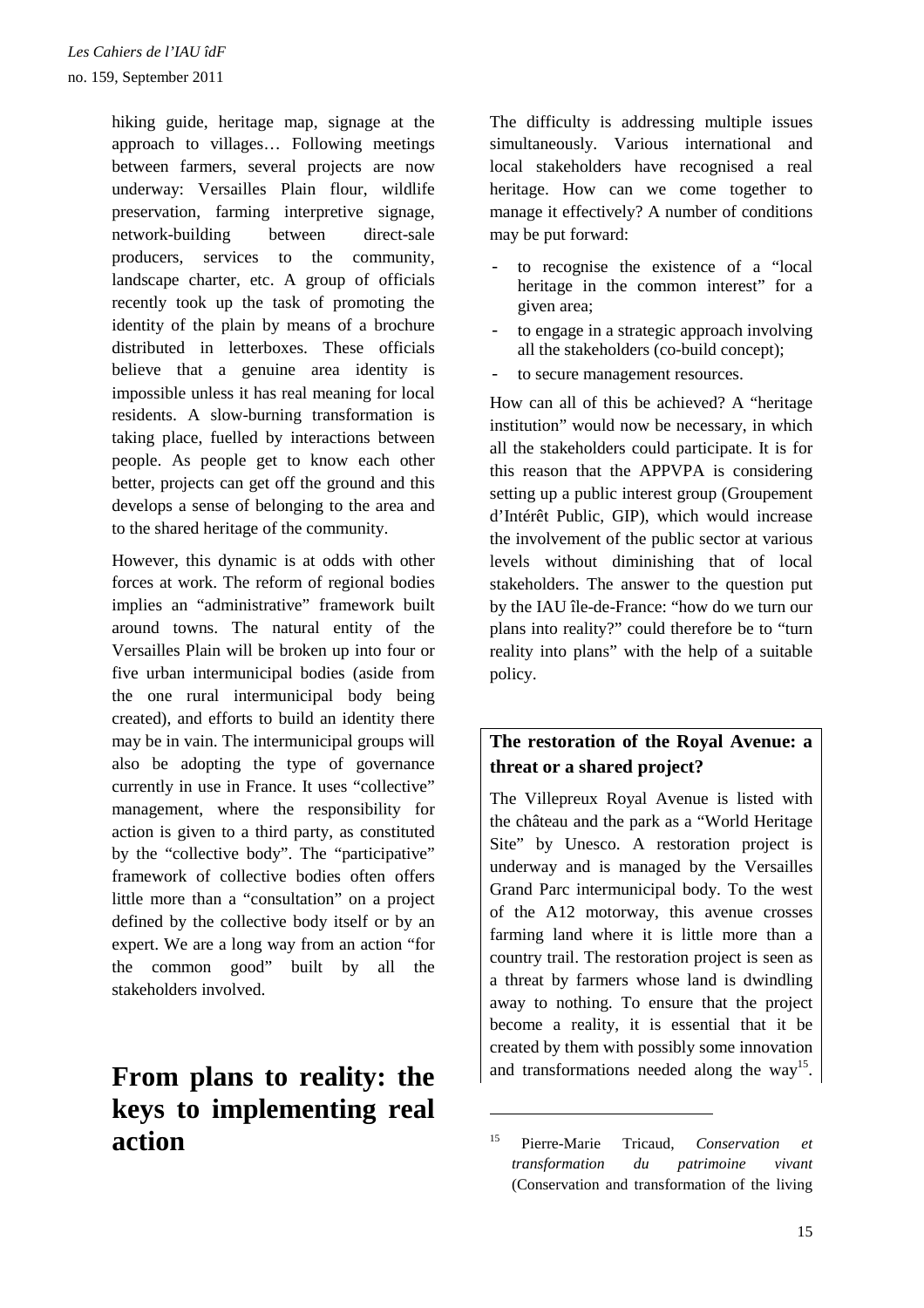hiking guide, heritage map, signage at the approach to villages… Following meetings between farmers, several projects are now underway: Versailles Plain flour, wildlife preservation, farming interpretive signage, network-building between direct-sale producers, services to the community, landscape charter, etc. A group of officials recently took up the task of promoting the identity of the plain by means of a brochure distributed in letterboxes. These officials believe that a genuine area identity is impossible unless it has real meaning for local residents. A slow-burning transformation is taking place, fuelled by interactions between people. As people get to know each other better, projects can get off the ground and this develops a sense of belonging to the area and to the shared heritage of the community.

However, this dynamic is at odds with other forces at work. The reform of regional bodies implies an "administrative" framework built around towns. The natural entity of the Versailles Plain will be broken up into four or five urban intermunicipal bodies (aside from the one rural intermunicipal body being created), and efforts to build an identity there may be in vain. The intermunicipal groups will also be adopting the type of governance currently in use in France. It uses "collective" management, where the responsibility for action is given to a third party, as constituted by the "collective body". The "participative" framework of collective bodies often offers little more than a "consultation" on a project defined by the collective body itself or by an expert. We are a long way from an action "for the common good" built by all the stakeholders involved.

# From plans to reality: the keys to implementing real action

The difficulty is addressing multiple issues simultaneously. Various international and local stakeholders have recognised a real heritage. How can we come together to manage it effectively? A number of conditions may be put forward:

- to recognise the existence of a "local heritage in the common interest" for a given area;
- to engage in a strategic approach involving all the stakeholders (co-build concept);
- to secure management resources.

How can all of this be achieved? A "heritage institution" would now be necessary, in which all the stakeholders could participate. It is for this reason that the APPVPA is considering setting up a public interest group (Groupement d'Intérêt Public, GIP), which would increase the involvement of the public sector at various levels without diminishing that of local stakeholders. The answer to the question put by the IAU île-de-France: "how do we turn our plans into reality?" could therefore be to "turn reality into plans" with the help of a suitable policy.

**The restoration of the Royal Avenue: a threat or a shared project?**

The Villepreux Royal Avenue is listed with the château and the park as a "World Heritage Site" by Unesco. A restoration project is underway and is managed by the Versailles Grand Parc intermunicipal body. To the west of the A12 motorway, this avenue crosses farming land where it is little more than a country trail. The restoration project is seen as a threat by farmers whose land is dwindling away to nothing. To ensure that the project become a reality, it is essential that it be created by them with possibly some innovation and transformations needed along the way[15].

---

[15] Pierre-Marie Tricaud, *Conservation et transformation du patrimoine vivant* (Conservation and transformation of the living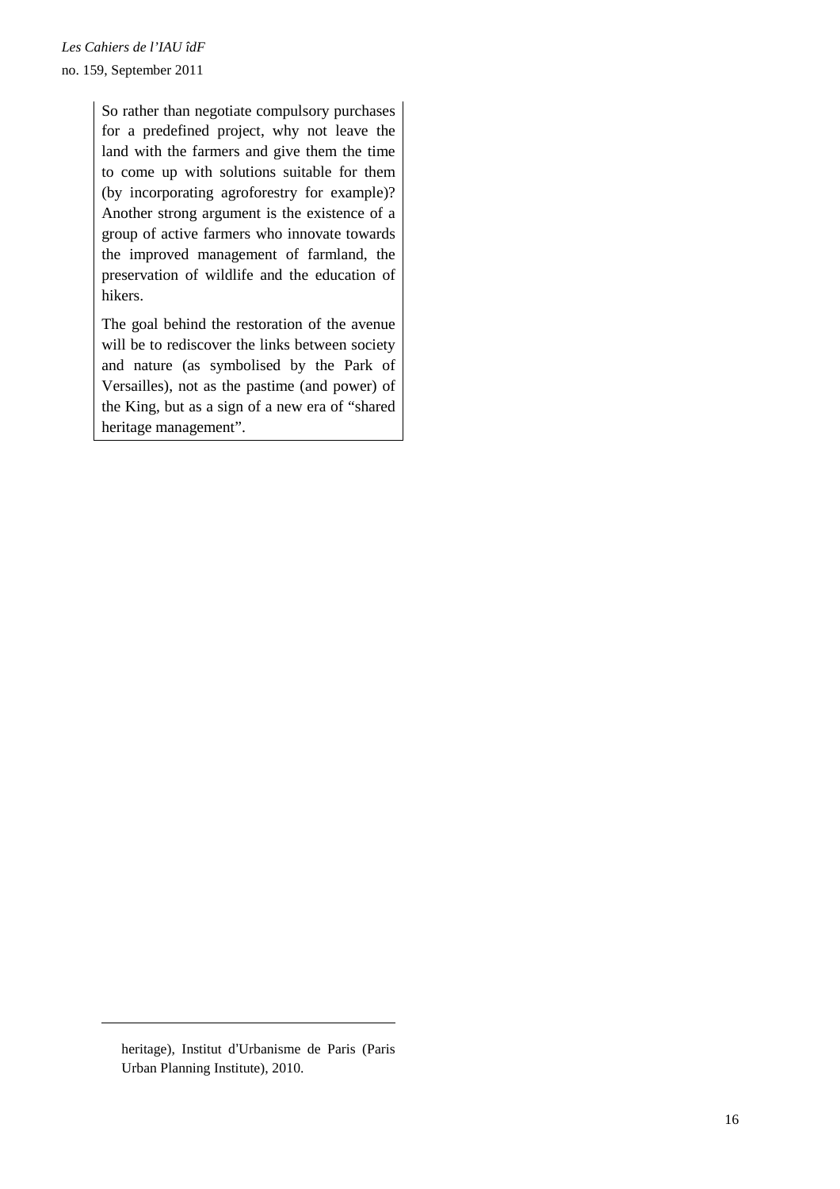So rather than negotiate compulsory purchases for a predefined project, why not leave the land with the farmers and give them the time to come up with solutions suitable for them (by incorporating agroforestry for example)? Another strong argument is the existence of a group of active farmers who innovate towards the improved management of farmland, the preservation of wildlife and the education of hikers.

The goal behind the restoration of the avenue will be to rediscover the links between society and nature (as symbolised by the Park of Versailles), not as the pastime (and power) of the King, but as a sign of a new era of "shared heritage management".

---

heritage), Institut d'Urbanisme de Paris (Paris Urban Planning Institute), 2010.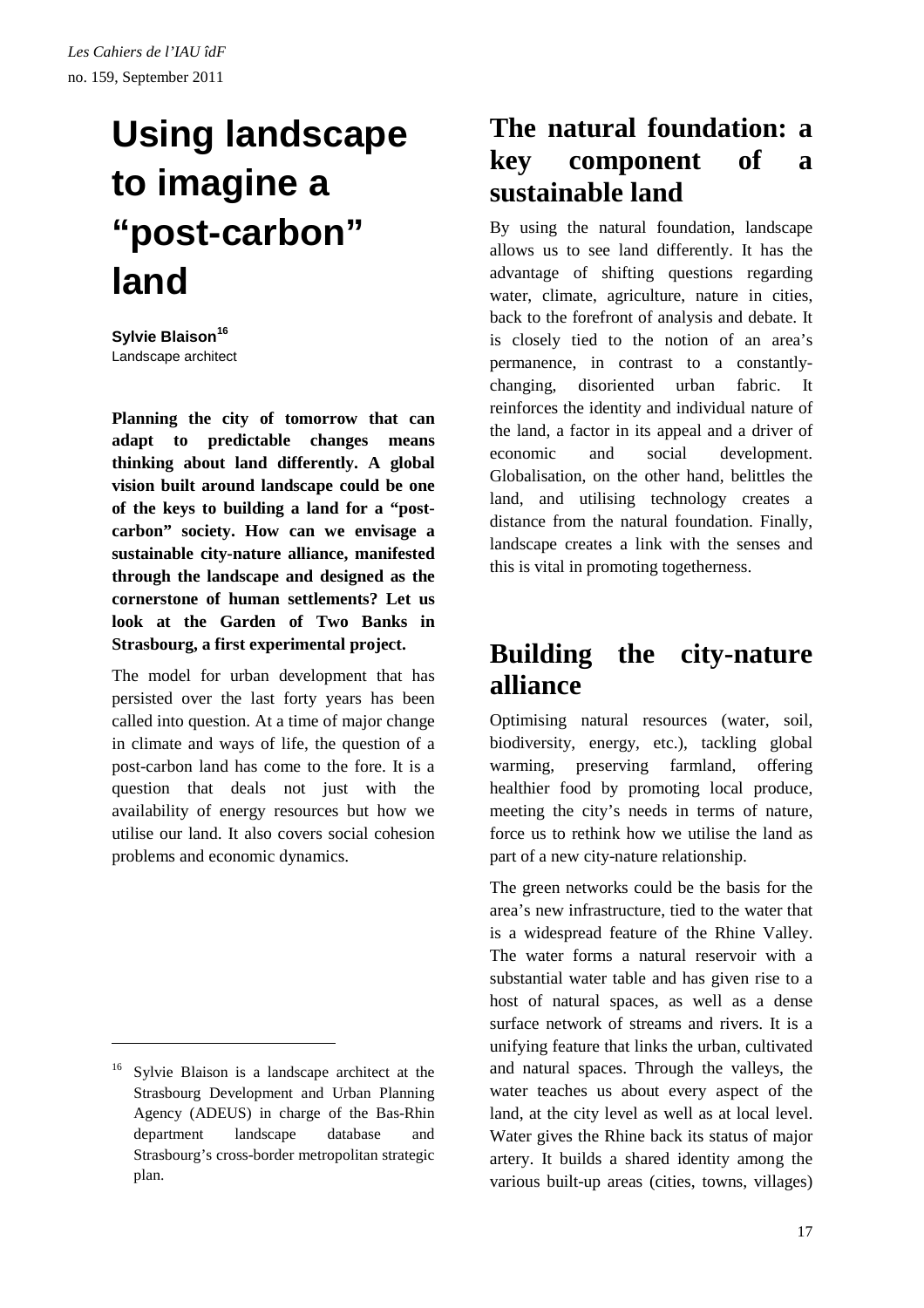# Using landscape to imagine a "post-carbon" land

**Sylvie Blaison**[16]
Landscape architect

**Planning the city of tomorrow that can adapt to predictable changes means thinking about land differently. A global vision built around landscape could be one of the keys to building a land for a "post-carbon" society. How can we envisage a sustainable city-nature alliance, manifested through the landscape and designed as the cornerstone of human settlements? Let us look at the Garden of Two Banks in Strasbourg, a first experimental project.**

The model for urban development that has persisted over the last forty years has been called into question. At a time of major change in climate and ways of life, the question of a post-carbon land has come to the fore. It is a question that deals not just with the availability of energy resources but how we utilise our land. It also covers social cohesion problems and economic dynamics.

[16] Sylvie Blaison is a landscape architect at the Strasbourg Development and Urban Planning Agency (ADEUS) in charge of the Bas-Rhin department landscape database and Strasbourg's cross-border metropolitan strategic plan.

## The natural foundation: a key component of a sustainable land

By using the natural foundation, landscape allows us to see land differently. It has the advantage of shifting questions regarding water, climate, agriculture, nature in cities, back to the forefront of analysis and debate. It is closely tied to the notion of an area's permanence, in contrast to a constantly-changing, disoriented urban fabric. It reinforces the identity and individual nature of the land, a factor in its appeal and a driver of economic and social development. Globalisation, on the other hand, belittles the land, and utilising technology creates a distance from the natural foundation. Finally, landscape creates a link with the senses and this is vital in promoting togetherness.

## Building the city-nature alliance

Optimising natural resources (water, soil, biodiversity, energy, etc.), tackling global warming, preserving farmland, offering healthier food by promoting local produce, meeting the city's needs in terms of nature, force us to rethink how we utilise the land as part of a new city-nature relationship.

The green networks could be the basis for the area's new infrastructure, tied to the water that is a widespread feature of the Rhine Valley. The water forms a natural reservoir with a substantial water table and has given rise to a host of natural spaces, as well as a dense surface network of streams and rivers. It is a unifying feature that links the urban, cultivated and natural spaces. Through the valleys, the water teaches us about every aspect of the land, at the city level as well as at local level. Water gives the Rhine back its status of major artery. It builds a shared identity among the various built-up areas (cities, towns, villages)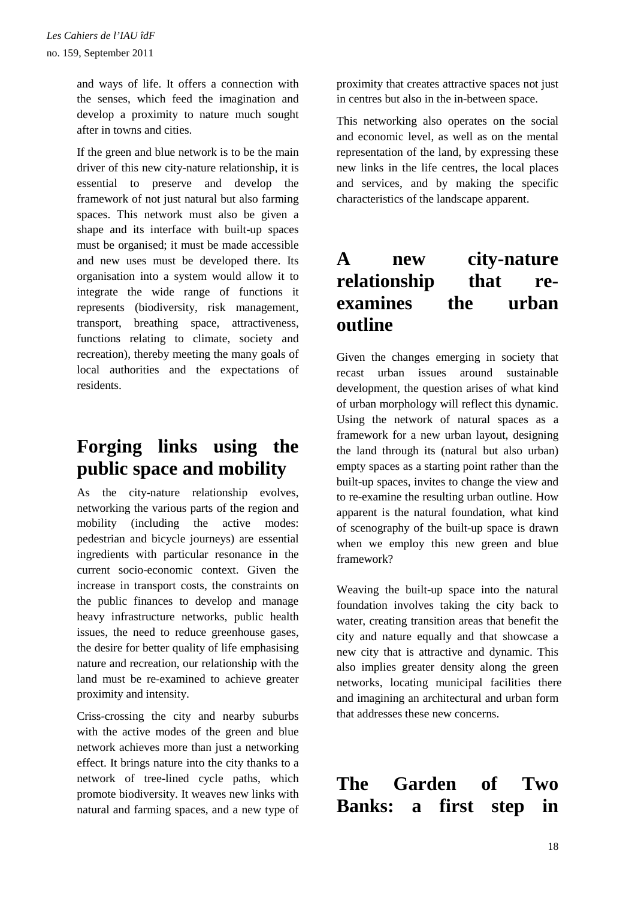and ways of life. It offers a connection with the senses, which feed the imagination and develop a proximity to nature much sought after in towns and cities.

If the green and blue network is to be the main driver of this new city-nature relationship, it is essential to preserve and develop the framework of not just natural but also farming spaces. This network must also be given a shape and its interface with built-up spaces must be organised; it must be made accessible and new uses must be developed there. Its organisation into a system would allow it to integrate the wide range of functions it represents (biodiversity, risk management, transport, breathing space, attractiveness, functions relating to climate, society and recreation), thereby meeting the many goals of local authorities and the expectations of residents.

# Forging links using the public space and mobility

As the city-nature relationship evolves, networking the various parts of the region and mobility (including the active modes: pedestrian and bicycle journeys) are essential ingredients with particular resonance in the current socio-economic context. Given the increase in transport costs, the constraints on the public finances to develop and manage heavy infrastructure networks, public health issues, the need to reduce greenhouse gases, the desire for better quality of life emphasising nature and recreation, our relationship with the land must be re-examined to achieve greater proximity and intensity.

Criss-crossing the city and nearby suburbs with the active modes of the green and blue network achieves more than just a networking effect. It brings nature into the city thanks to a network of tree-lined cycle paths, which promote biodiversity. It weaves new links with natural and farming spaces, and a new type of proximity that creates attractive spaces not just in centres but also in the in-between space.

This networking also operates on the social and economic level, as well as on the mental representation of the land, by expressing these new links in the life centres, the local places and services, and by making the specific characteristics of the landscape apparent.

# A new city-nature relationship that re-examines the urban outline

Given the changes emerging in society that recast urban issues around sustainable development, the question arises of what kind of urban morphology will reflect this dynamic. Using the network of natural spaces as a framework for a new urban layout, designing the land through its (natural but also urban) empty spaces as a starting point rather than the built-up spaces, invites to change the view and to re-examine the resulting urban outline. How apparent is the natural foundation, what kind of scenography of the built-up space is drawn when we employ this new green and blue framework?

Weaving the built-up space into the natural foundation involves taking the city back to water, creating transition areas that benefit the city and nature equally and that showcase a new city that is attractive and dynamic. This also implies greater density along the green networks, locating municipal facilities there and imagining an architectural and urban form that addresses these new concerns.

# The Garden of Two Banks: a first step in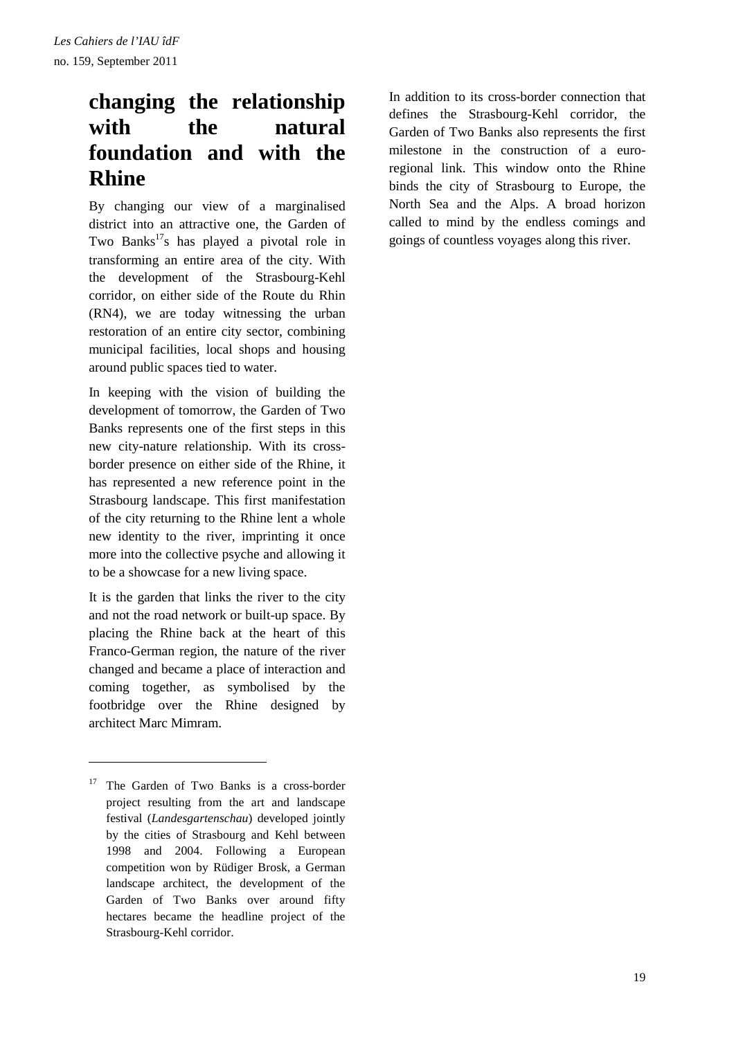## changing the relationship with the natural foundation and with the Rhine

By changing our view of a marginalised district into an attractive one, the Garden of Two Banks[17]s has played a pivotal role in transforming an entire area of the city. With the development of the Strasbourg-Kehl corridor, on either side of the Route du Rhin (RN4), we are today witnessing the urban restoration of an entire city sector, combining municipal facilities, local shops and housing around public spaces tied to water.

In keeping with the vision of building the development of tomorrow, the Garden of Two Banks represents one of the first steps in this new city-nature relationship. With its cross-border presence on either side of the Rhine, it has represented a new reference point in the Strasbourg landscape. This first manifestation of the city returning to the Rhine lent a whole new identity to the river, imprinting it once more into the collective psyche and allowing it to be a showcase for a new living space.

It is the garden that links the river to the city and not the road network or built-up space. By placing the Rhine back at the heart of this Franco-German region, the nature of the river changed and became a place of interaction and coming together, as symbolised by the footbridge over the Rhine designed by architect Marc Mimram.

In addition to its cross-border connection that defines the Strasbourg-Kehl corridor, the Garden of Two Banks also represents the first milestone in the construction of a euro-regional link. This window onto the Rhine binds the city of Strasbourg to Europe, the North Sea and the Alps. A broad horizon called to mind by the endless comings and goings of countless voyages along this river.

---

[17] The Garden of Two Banks is a cross-border project resulting from the art and landscape festival (*Landesgartenschau*) developed jointly by the cities of Strasbourg and Kehl between 1998 and 2004. Following a European competition won by Rüdiger Brosk, a German landscape architect, the development of the Garden of Two Banks over around fifty hectares became the headline project of the Strasbourg-Kehl corridor.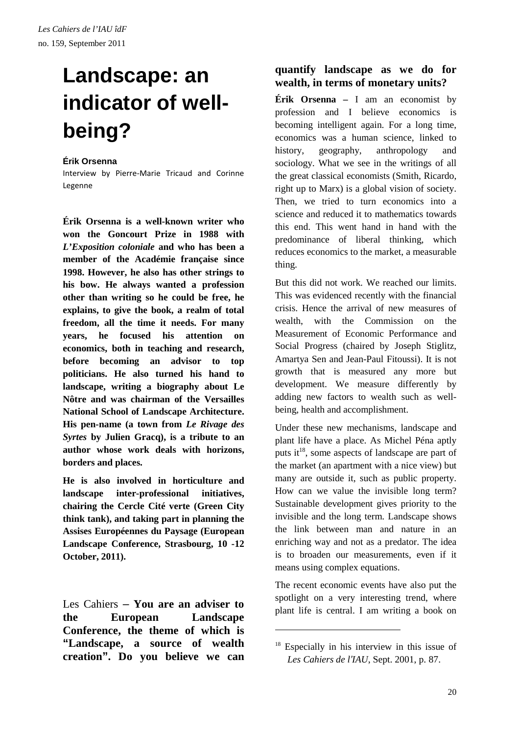# Landscape: an indicator of well-being?

**Érik Orsenna**

Interview by Pierre-Marie Tricaud and Corinne Legenne

**Érik Orsenna is a well-known writer who won the Goncourt Prize in 1988 with *L'Exposition coloniale* and who has been a member of the Académie française since 1998. However, he also has other strings to his bow. He always wanted a profession other than writing so he could be free, he explains, to give the book, a realm of total freedom, all the time it needs. For many years, he focused his attention on economics, both in teaching and research, before becoming an advisor to top politicians. He also turned his hand to landscape, writing a biography about Le Nôtre and was chairman of the Versailles National School of Landscape Architecture. His pen-name (a town from *Le Rivage des Syrtes* by Julien Gracq), is a tribute to an author whose work deals with horizons, borders and places.**

**He is also involved in horticulture and landscape inter-professional initiatives, chairing the Cercle Cité verte (Green City think tank), and taking part in planning the Assises Européennes du Paysage (European Landscape Conference, Strasbourg, 10 -12 October, 2011).**

Les Cahiers – **You are an adviser to the European Landscape Conference, the theme of which is "Landscape, a source of wealth creation". Do you believe we can quantify landscape as we do for wealth, in terms of monetary units?**

**Érik Orsenna –** I am an economist by profession and I believe economics is becoming intelligent again. For a long time, economics was a human science, linked to history, geography, anthropology and sociology. What we see in the writings of all the great classical economists (Smith, Ricardo, right up to Marx) is a global vision of society. Then, we tried to turn economics into a science and reduced it to mathematics towards this end. This went hand in hand with the predominance of liberal thinking, which reduces economics to the market, a measurable thing.

But this did not work. We reached our limits. This was evidenced recently with the financial crisis. Hence the arrival of new measures of wealth, with the Commission on the Measurement of Economic Performance and Social Progress (chaired by Joseph Stiglitz, Amartya Sen and Jean-Paul Fitoussi). It is not growth that is measured any more but development. We measure differently by adding new factors to wealth such as well-being, health and accomplishment.

Under these new mechanisms, landscape and plant life have a place. As Michel Péna aptly puts it[18], some aspects of landscape are part of the market (an apartment with a nice view) but many are outside it, such as public property. How can we value the invisible long term? Sustainable development gives priority to the invisible and the long term. Landscape shows the link between man and nature in an enriching way and not as a predator. The idea is to broaden our measurements, even if it means using complex equations.

The recent economic events have also put the spotlight on a very interesting trend, where plant life is central. I am writing a book on

[18] Especially in his interview in this issue of *Les Cahiers de l'IAU*, Sept. 2001, p. 87.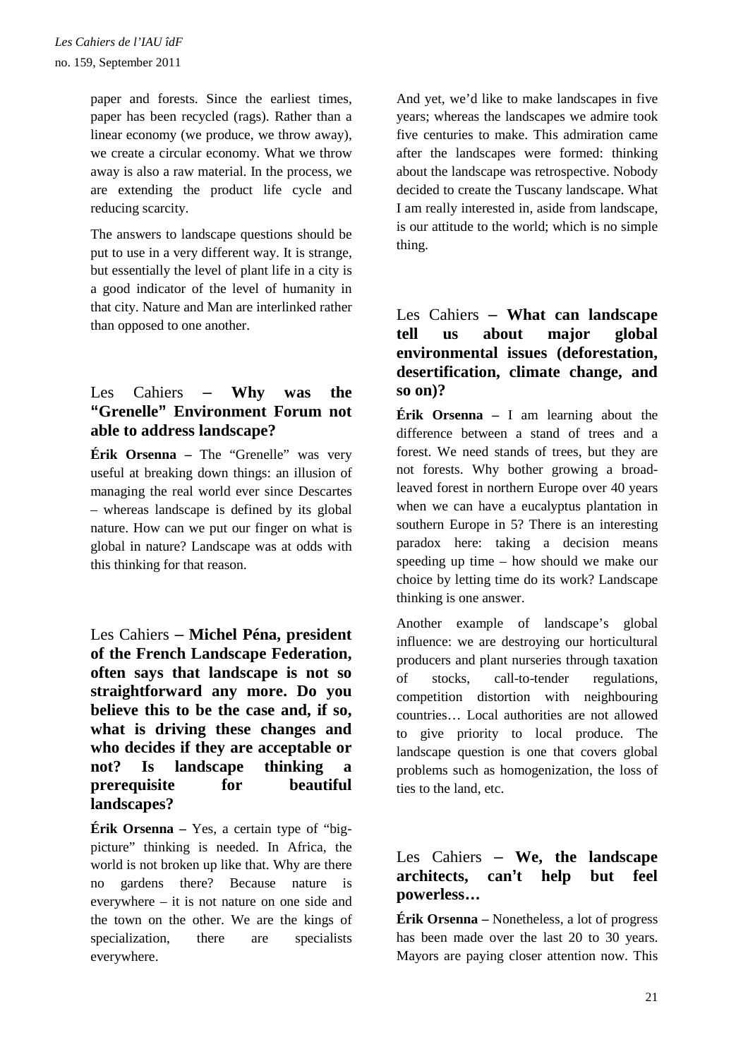paper and forests. Since the earliest times, paper has been recycled (rags). Rather than a linear economy (we produce, we throw away), we create a circular economy. What we throw away is also a raw material. In the process, we are extending the product life cycle and reducing scarcity.

The answers to landscape questions should be put to use in a very different way. It is strange, but essentially the level of plant life in a city is a good indicator of the level of humanity in that city. Nature and Man are interlinked rather than opposed to one another.

## Les Cahiers – **Why was the "Grenelle" Environment Forum not able to address landscape?**

**Érik Orsenna –** The "Grenelle" was very useful at breaking down things: an illusion of managing the real world ever since Descartes – whereas landscape is defined by its global nature. How can we put our finger on what is global in nature? Landscape was at odds with this thinking for that reason.

## Les Cahiers – **Michel Péna, president of the French Landscape Federation, often says that landscape is not so straightforward any more. Do you believe this to be the case and, if so, what is driving these changes and who decides if they are acceptable or not? Is landscape thinking a prerequisite for beautiful landscapes?**

**Érik Orsenna –** Yes, a certain type of "big-picture" thinking is needed. In Africa, the world is not broken up like that. Why are there no gardens there? Because nature is everywhere – it is not nature on one side and the town on the other. We are the kings of specialization, there are specialists everywhere.

And yet, we'd like to make landscapes in five years; whereas the landscapes we admire took five centuries to make. This admiration came after the landscapes were formed: thinking about the landscape was retrospective. Nobody decided to create the Tuscany landscape. What I am really interested in, aside from landscape, is our attitude to the world; which is no simple thing.

## Les Cahiers – **What can landscape tell us about major global environmental issues (deforestation, desertification, climate change, and so on)?**

**Érik Orsenna –** I am learning about the difference between a stand of trees and a forest. We need stands of trees, but they are not forests. Why bother growing a broad-leaved forest in northern Europe over 40 years when we can have a eucalyptus plantation in southern Europe in 5? There is an interesting paradox here: taking a decision means speeding up time – how should we make our choice by letting time do its work? Landscape thinking is one answer.

Another example of landscape's global influence: we are destroying our horticultural producers and plant nurseries through taxation of stocks, call-to-tender regulations, competition distortion with neighbouring countries… Local authorities are not allowed to give priority to local produce. The landscape question is one that covers global problems such as homogenization, the loss of ties to the land, etc.

## Les Cahiers – **We, the landscape architects, can't help but feel powerless…**

**Érik Orsenna –** Nonetheless, a lot of progress has been made over the last 20 to 30 years. Mayors are paying closer attention now. This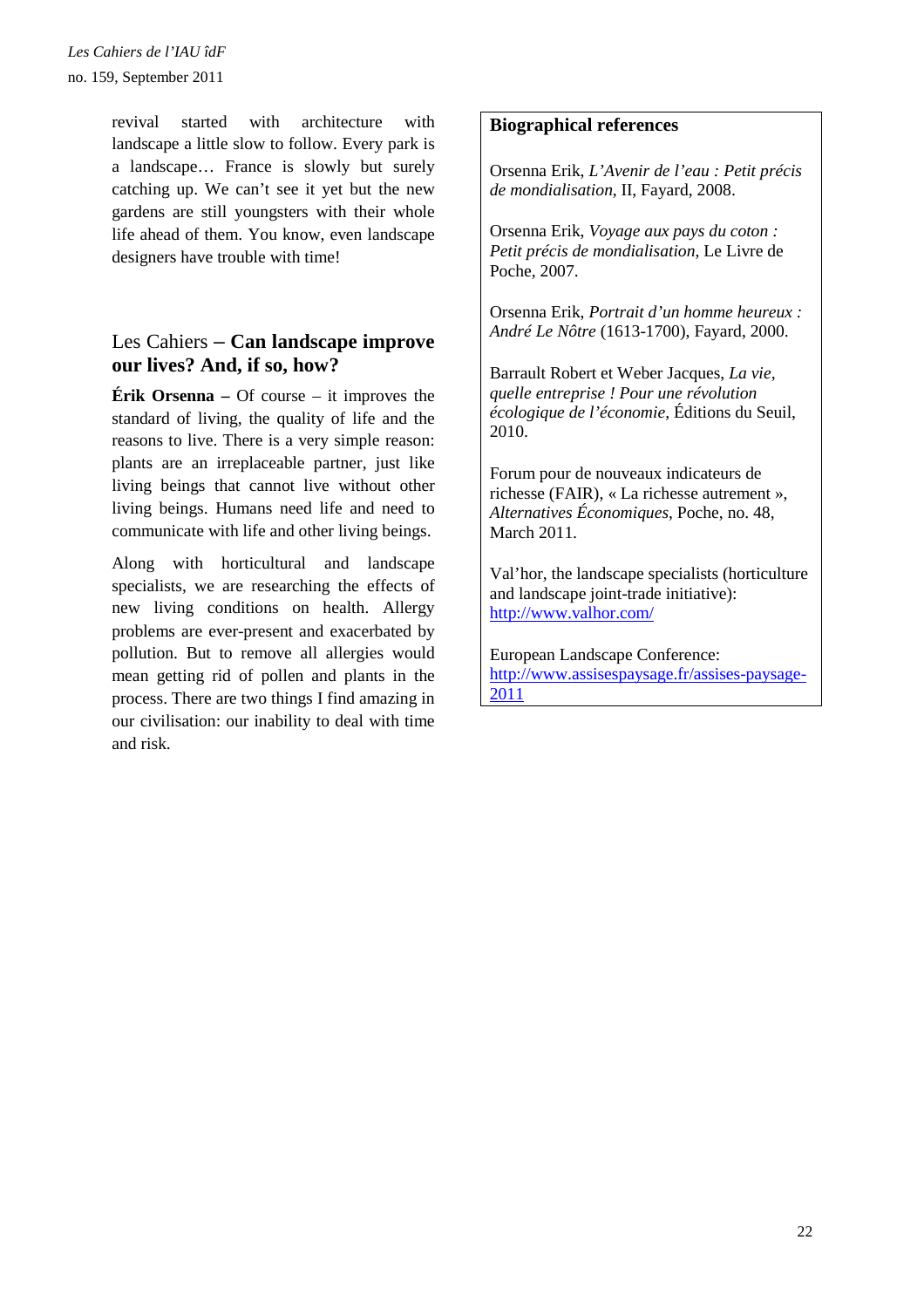revival started with architecture with landscape a little slow to follow. Every park is a landscape… France is slowly but surely catching up. We can't see it yet but the new gardens are still youngsters with their whole life ahead of them. You know, even landscape designers have trouble with time!

## Les Cahiers – **Can landscape improve our lives? And, if so, how?**

**Érik Orsenna –** Of course – it improves the standard of living, the quality of life and the reasons to live. There is a very simple reason: plants are an irreplaceable partner, just like living beings that cannot live without other living beings. Humans need life and need to communicate with life and other living beings.

Along with horticultural and landscape specialists, we are researching the effects of new living conditions on health. Allergy problems are ever-present and exacerbated by pollution. But to remove all allergies would mean getting rid of pollen and plants in the process. There are two things I find amazing in our civilisation: our inability to deal with time and risk.

**Biographical references**

Orsenna Erik, *L'Avenir de l'eau : Petit précis de mondialisation*, II, Fayard, 2008.

Orsenna Erik, *Voyage aux pays du coton : Petit précis de mondialisation*, Le Livre de Poche, 2007.

Orsenna Erik, *Portrait d'un homme heureux : André Le Nôtre* (1613-1700), Fayard, 2000.

Barrault Robert et Weber Jacques, *La vie, quelle entreprise ! Pour une révolution écologique de l'économie*, Éditions du Seuil, 2010.

Forum pour de nouveaux indicateurs de richesse (FAIR), « La richesse autrement », *Alternatives Économiques*, Poche, no. 48, March 2011.

Val'hor, the landscape specialists (horticulture and landscape joint-trade initiative): http://www.valhor.com/

European Landscape Conference: http://www.assisespaysage.fr/assises-paysage-2011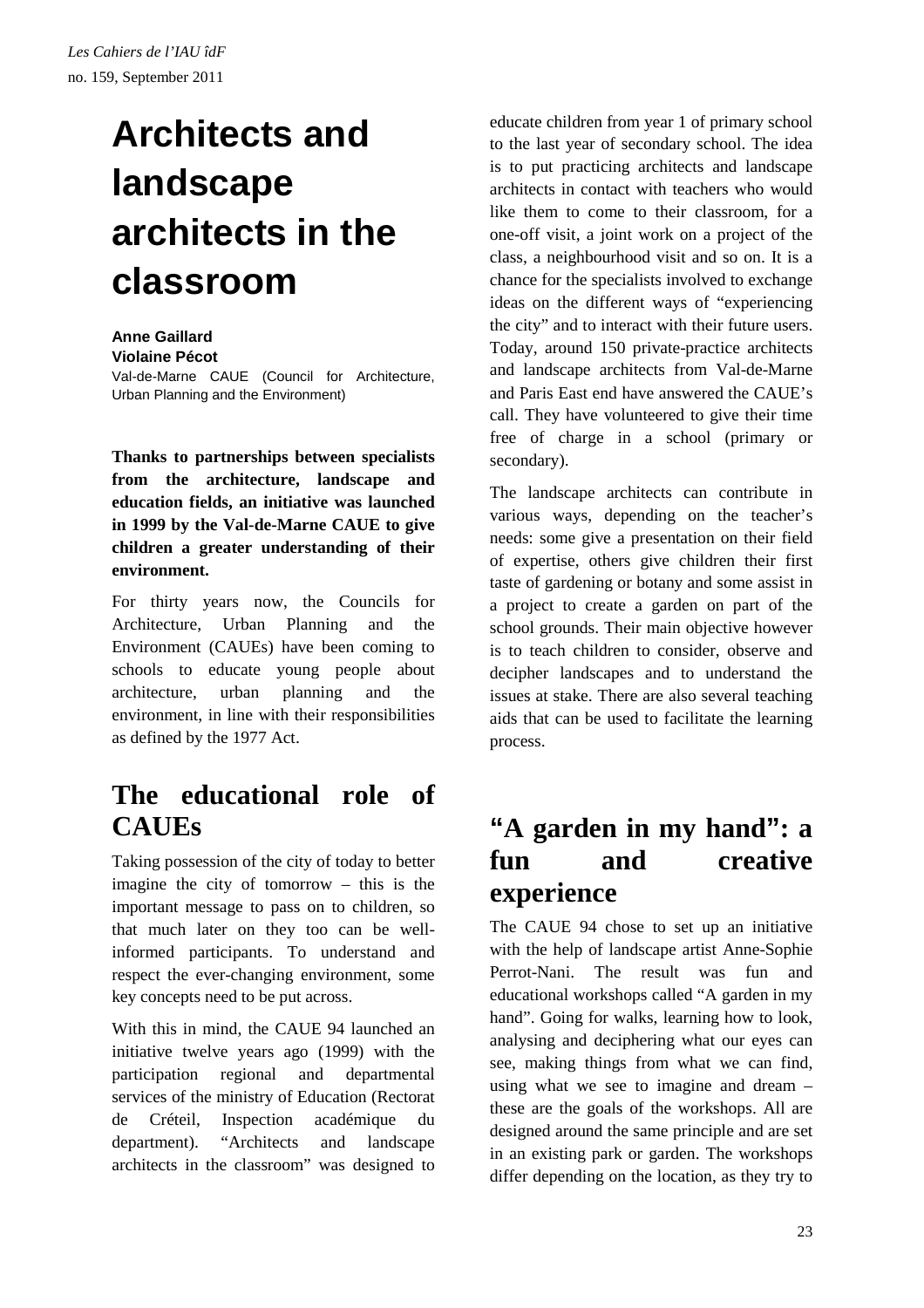*Les Cahiers de l'IAU îdF*
no. 159, September 2011

# Architects and landscape architects in the classroom

**Anne Gaillard**
**Violaine Pécot**
Val-de-Marne CAUE (Council for Architecture, Urban Planning and the Environment)

**Thanks to partnerships between specialists from the architecture, landscape and education fields, an initiative was launched in 1999 by the Val-de-Marne CAUE to give children a greater understanding of their environment.**

For thirty years now, the Councils for Architecture, Urban Planning and the Environment (CAUEs) have been coming to schools to educate young people about architecture, urban planning and the environment, in line with their responsibilities as defined by the 1977 Act.

## The educational role of CAUEs

Taking possession of the city of today to better imagine the city of tomorrow – this is the important message to pass on to children, so that much later on they too can be well-informed participants. To understand and respect the ever-changing environment, some key concepts need to be put across.

With this in mind, the CAUE 94 launched an initiative twelve years ago (1999) with the participation regional and departmental services of the ministry of Education (Rectorat de Créteil, Inspection académique du department). "Architects and landscape architects in the classroom" was designed to educate children from year 1 of primary school to the last year of secondary school. The idea is to put practicing architects and landscape architects in contact with teachers who would like them to come to their classroom, for a one-off visit, a joint work on a project of the class, a neighbourhood visit and so on. It is a chance for the specialists involved to exchange ideas on the different ways of "experiencing the city" and to interact with their future users. Today, around 150 private-practice architects and landscape architects from Val-de-Marne and Paris East end have answered the CAUE's call. They have volunteered to give their time free of charge in a school (primary or secondary).

The landscape architects can contribute in various ways, depending on the teacher's needs: some give a presentation on their field of expertise, others give children their first taste of gardening or botany and some assist in a project to create a garden on part of the school grounds. Their main objective however is to teach children to consider, observe and decipher landscapes and to understand the issues at stake. There are also several teaching aids that can be used to facilitate the learning process.

## "A garden in my hand": a fun and creative experience

The CAUE 94 chose to set up an initiative with the help of landscape artist Anne-Sophie Perrot-Nani. The result was fun and educational workshops called "A garden in my hand". Going for walks, learning how to look, analysing and deciphering what our eyes can see, making things from what we can find, using what we see to imagine and dream – these are the goals of the workshops. All are designed around the same principle and are set in an existing park or garden. The workshops differ depending on the location, as they try to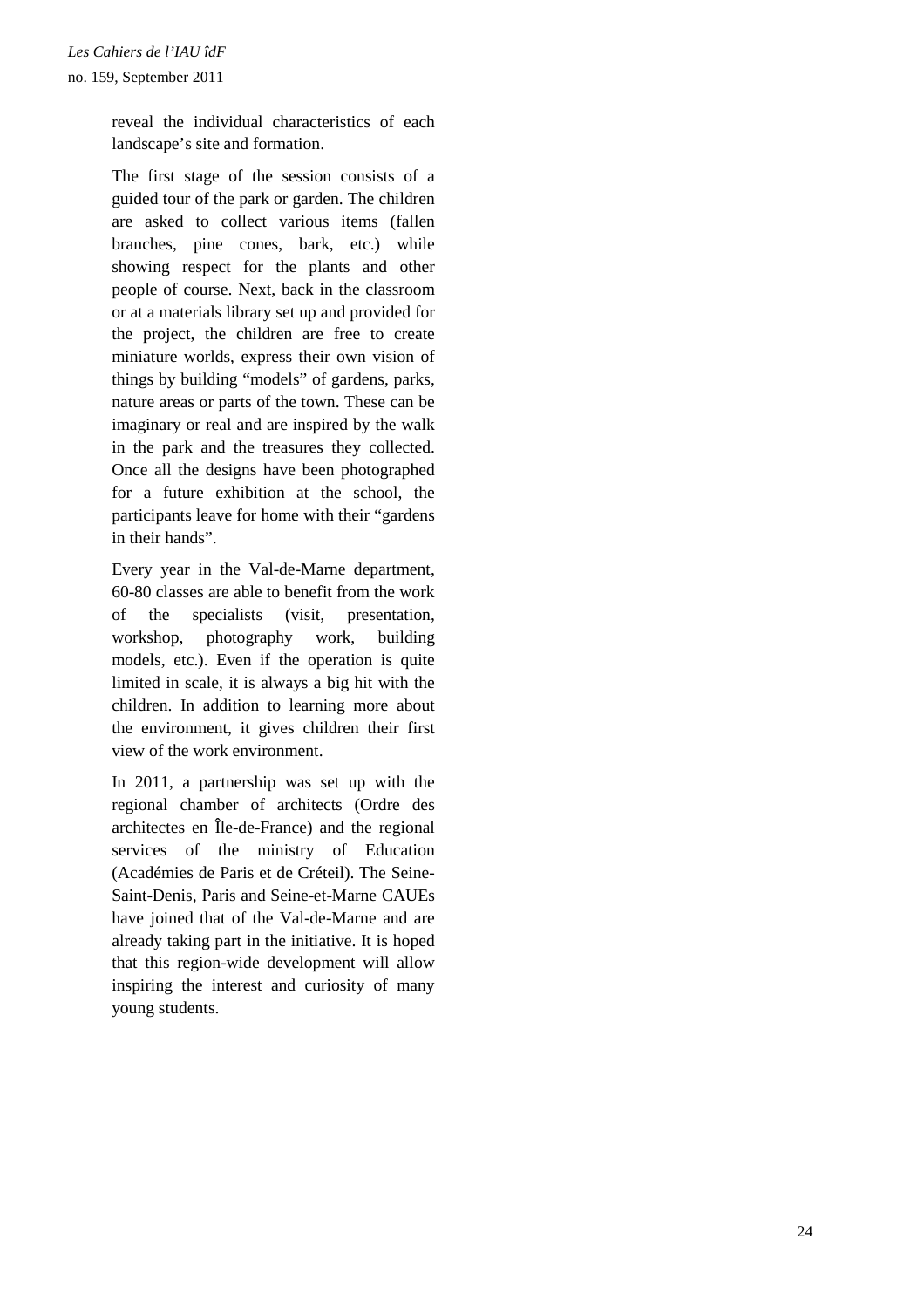reveal the individual characteristics of each landscape's site and formation.

The first stage of the session consists of a guided tour of the park or garden. The children are asked to collect various items (fallen branches, pine cones, bark, etc.) while showing respect for the plants and other people of course. Next, back in the classroom or at a materials library set up and provided for the project, the children are free to create miniature worlds, express their own vision of things by building "models" of gardens, parks, nature areas or parts of the town. These can be imaginary or real and are inspired by the walk in the park and the treasures they collected. Once all the designs have been photographed for a future exhibition at the school, the participants leave for home with their "gardens in their hands".

Every year in the Val-de-Marne department, 60-80 classes are able to benefit from the work of the specialists (visit, presentation, workshop, photography work, building models, etc.). Even if the operation is quite limited in scale, it is always a big hit with the children. In addition to learning more about the environment, it gives children their first view of the work environment.

In 2011, a partnership was set up with the regional chamber of architects (Ordre des architectes en Île-de-France) and the regional services of the ministry of Education (Académies de Paris et de Créteil). The Seine-Saint-Denis, Paris and Seine-et-Marne CAUEs have joined that of the Val-de-Marne and are already taking part in the initiative. It is hoped that this region-wide development will allow inspiring the interest and curiosity of many young students.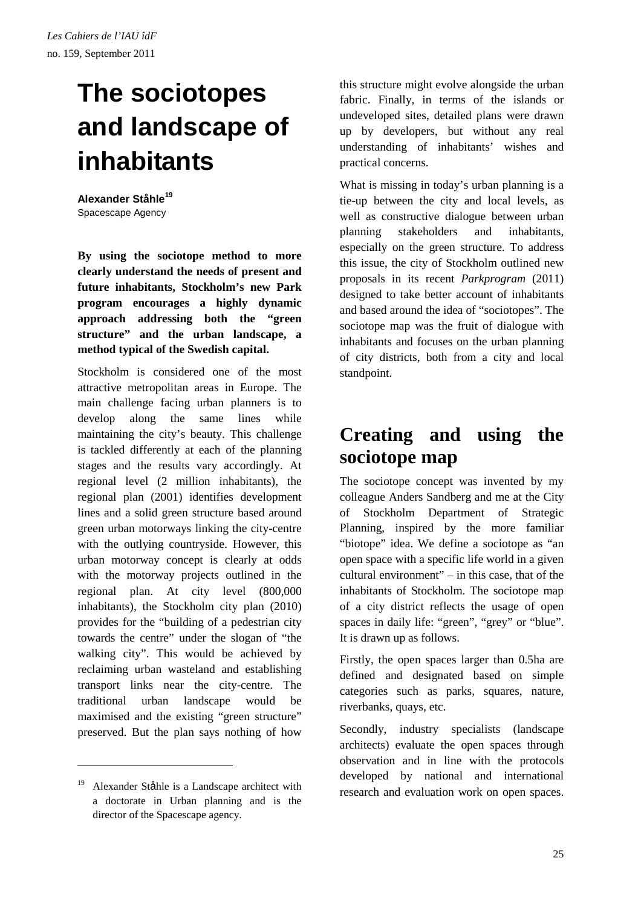# The sociotopes and landscape of inhabitants

**Alexander Ståhle**[19]
Spacescape Agency

**By using the sociotope method to more clearly understand the needs of present and future inhabitants, Stockholm's new Park program encourages a highly dynamic approach addressing both the "green structure" and the urban landscape, a method typical of the Swedish capital.**

Stockholm is considered one of the most attractive metropolitan areas in Europe. The main challenge facing urban planners is to develop along the same lines while maintaining the city's beauty. This challenge is tackled differently at each of the planning stages and the results vary accordingly. At regional level (2 million inhabitants), the regional plan (2001) identifies development lines and a solid green structure based around green urban motorways linking the city-centre with the outlying countryside. However, this urban motorway concept is clearly at odds with the motorway projects outlined in the regional plan. At city level (800,000 inhabitants), the Stockholm city plan (2010) provides for the "building of a pedestrian city towards the centre" under the slogan of "the walking city". This would be achieved by reclaiming urban wasteland and establishing transport links near the city-centre. The traditional urban landscape would be maximised and the existing "green structure" preserved. But the plan says nothing of how this structure might evolve alongside the urban fabric. Finally, in terms of the islands or undeveloped sites, detailed plans were drawn up by developers, but without any real understanding of inhabitants' wishes and practical concerns.

What is missing in today's urban planning is a tie-up between the city and local levels, as well as constructive dialogue between urban planning stakeholders and inhabitants, especially on the green structure. To address this issue, the city of Stockholm outlined new proposals in its recent *Parkprogram* (2011) designed to take better account of inhabitants and based around the idea of "sociotopes". The sociotope map was the fruit of dialogue with inhabitants and focuses on the urban planning of city districts, both from a city and local standpoint.

## Creating and using the sociotope map

The sociotope concept was invented by my colleague Anders Sandberg and me at the City of Stockholm Department of Strategic Planning, inspired by the more familiar "biotope" idea. We define a sociotope as "an open space with a specific life world in a given cultural environment" – in this case, that of the inhabitants of Stockholm. The sociotope map of a city district reflects the usage of open spaces in daily life: "green", "grey" or "blue". It is drawn up as follows.

Firstly, the open spaces larger than 0.5ha are defined and designated based on simple categories such as parks, squares, nature, riverbanks, quays, etc.

Secondly, industry specialists (landscape architects) evaluate the open spaces through observation and in line with the protocols developed by national and international research and evaluation work on open spaces.

---

[19] Alexander Ståhle is a Landscape architect with a doctorate in Urban planning and is the director of the Spacescape agency.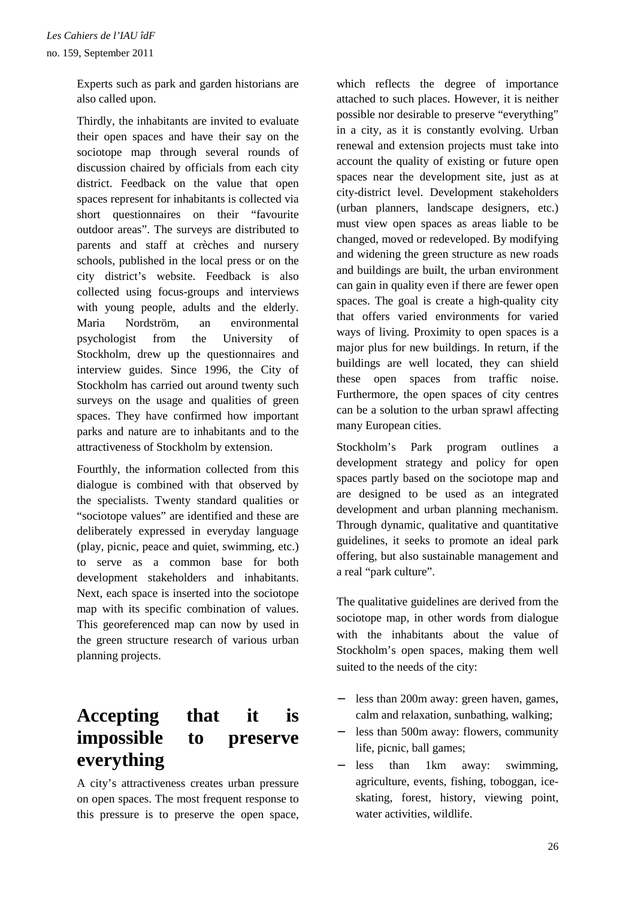Experts such as park and garden historians are also called upon.

Thirdly, the inhabitants are invited to evaluate their open spaces and have their say on the sociotope map through several rounds of discussion chaired by officials from each city district. Feedback on the value that open spaces represent for inhabitants is collected via short questionnaires on their "favourite outdoor areas". The surveys are distributed to parents and staff at crèches and nursery schools, published in the local press or on the city district's website. Feedback is also collected using focus-groups and interviews with young people, adults and the elderly. Maria Nordström, an environmental psychologist from the University of Stockholm, drew up the questionnaires and interview guides. Since 1996, the City of Stockholm has carried out around twenty such surveys on the usage and qualities of green spaces. They have confirmed how important parks and nature are to inhabitants and to the attractiveness of Stockholm by extension.

Fourthly, the information collected from this dialogue is combined with that observed by the specialists. Twenty standard qualities or "sociotope values" are identified and these are deliberately expressed in everyday language (play, picnic, peace and quiet, swimming, etc.) to serve as a common base for both development stakeholders and inhabitants. Next, each space is inserted into the sociotope map with its specific combination of values. This georeferenced map can now by used in the green structure research of various urban planning projects.

## Accepting that it is impossible to preserve everything

A city's attractiveness creates urban pressure on open spaces. The most frequent response to this pressure is to preserve the open space, which reflects the degree of importance attached to such places. However, it is neither possible nor desirable to preserve "everything" in a city, as it is constantly evolving. Urban renewal and extension projects must take into account the quality of existing or future open spaces near the development site, just as at city-district level. Development stakeholders (urban planners, landscape designers, etc.) must view open spaces as areas liable to be changed, moved or redeveloped. By modifying and widening the green structure as new roads and buildings are built, the urban environment can gain in quality even if there are fewer open spaces. The goal is create a high-quality city that offers varied environments for varied ways of living. Proximity to open spaces is a major plus for new buildings. In return, if the buildings are well located, they can shield these open spaces from traffic noise. Furthermore, the open spaces of city centres can be a solution to the urban sprawl affecting many European cities.

Stockholm's Park program outlines a development strategy and policy for open spaces partly based on the sociotope map and are designed to be used as an integrated development and urban planning mechanism. Through dynamic, qualitative and quantitative guidelines, it seeks to promote an ideal park offering, but also sustainable management and a real "park culture".

The qualitative guidelines are derived from the sociotope map, in other words from dialogue with the inhabitants about the value of Stockholm's open spaces, making them well suited to the needs of the city:

- less than 200m away: green haven, games, calm and relaxation, sunbathing, walking;
- less than 500m away: flowers, community life, picnic, ball games;
- less than 1km away: swimming, agriculture, events, fishing, toboggan, ice-skating, forest, history, viewing point, water activities, wildlife.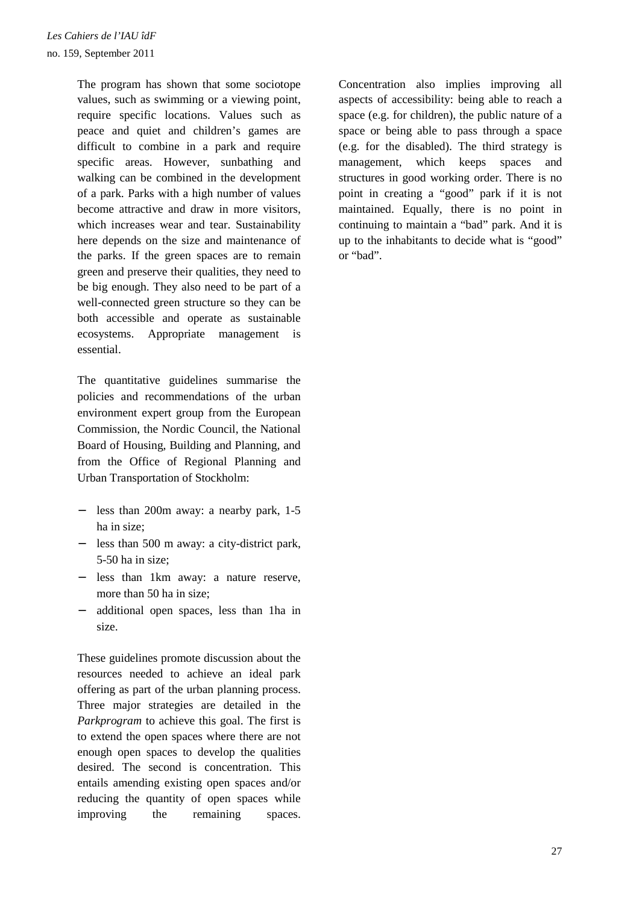The program has shown that some sociotope values, such as swimming or a viewing point, require specific locations. Values such as peace and quiet and children's games are difficult to combine in a park and require specific areas. However, sunbathing and walking can be combined in the development of a park. Parks with a high number of values become attractive and draw in more visitors, which increases wear and tear. Sustainability here depends on the size and maintenance of the parks. If the green spaces are to remain green and preserve their qualities, they need to be big enough. They also need to be part of a well-connected green structure so they can be both accessible and operate as sustainable ecosystems. Appropriate management is essential.

The quantitative guidelines summarise the policies and recommendations of the urban environment expert group from the European Commission, the Nordic Council, the National Board of Housing, Building and Planning, and from the Office of Regional Planning and Urban Transportation of Stockholm:

- less than 200m away: a nearby park, 1-5 ha in size;
- less than 500 m away: a city-district park, 5-50 ha in size;
- less than 1km away: a nature reserve, more than 50 ha in size;
- additional open spaces, less than 1ha in size.

These guidelines promote discussion about the resources needed to achieve an ideal park offering as part of the urban planning process. Three major strategies are detailed in the *Parkprogram* to achieve this goal. The first is to extend the open spaces where there are not enough open spaces to develop the qualities desired. The second is concentration. This entails amending existing open spaces and/or reducing the quantity of open spaces while improving the remaining spaces. Concentration also implies improving all aspects of accessibility: being able to reach a space (e.g. for children), the public nature of a space or being able to pass through a space (e.g. for the disabled). The third strategy is management, which keeps spaces and structures in good working order. There is no point in creating a "good" park if it is not maintained. Equally, there is no point in continuing to maintain a "bad" park. And it is up to the inhabitants to decide what is "good" or "bad".